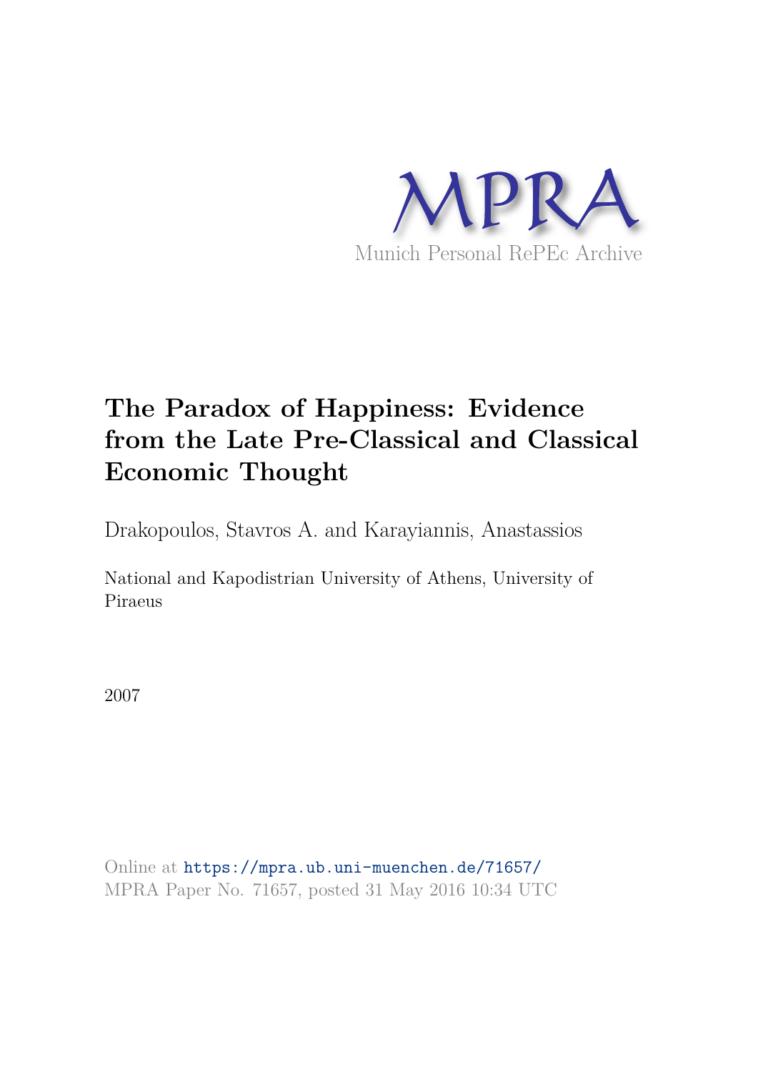MPRA

Munich Personal RePEc Archive

# The Paradox of Happiness: Evidence from the Late Pre-Classical and Classical Economic Thought

Drakopoulos, Stavros A. and Karayiannis, Anastassios

National and Kapodistrian University of Athens, University of Piraeus

2007

Online at https://mpra.ub.uni-muenchen.de/71657/
MPRA Paper No. 71657, posted 31 May 2016 10:34 UTC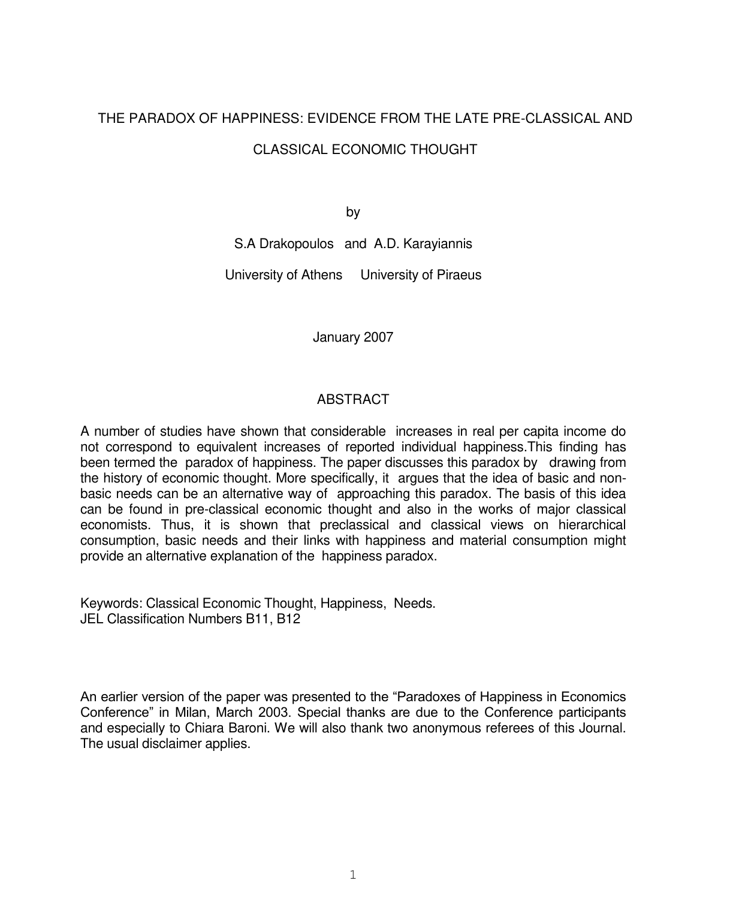# THE PARADOX OF HAPPINESS: EVIDENCE FROM THE LATE PRE-CLASSICAL AND CLASSICAL ECONOMIC THOUGHT

by

S.A Drakopoulos and A.D. Karayiannis

University of Athens University of Piraeus

January 2007

## ABSTRACT

A number of studies have shown that considerable increases in real per capita income do not correspond to equivalent increases of reported individual happiness.This finding has been termed the paradox of happiness. The paper discusses this paradox by drawing from the history of economic thought. More specifically, it argues that the idea of basic and non-basic needs can be an alternative way of approaching this paradox. The basis of this idea can be found in pre-classical economic thought and also in the works of major classical economists. Thus, it is shown that preclassical and classical views on hierarchical consumption, basic needs and their links with happiness and material consumption might provide an alternative explanation of the happiness paradox.

Keywords: Classical Economic Thought, Happiness, Needs.
JEL Classification Numbers B11, B12

An earlier version of the paper was presented to the "Paradoxes of Happiness in Economics Conference" in Milan, March 2003. Special thanks are due to the Conference participants and especially to Chiara Baroni. We will also thank two anonymous referees of this Journal. The usual disclaimer applies.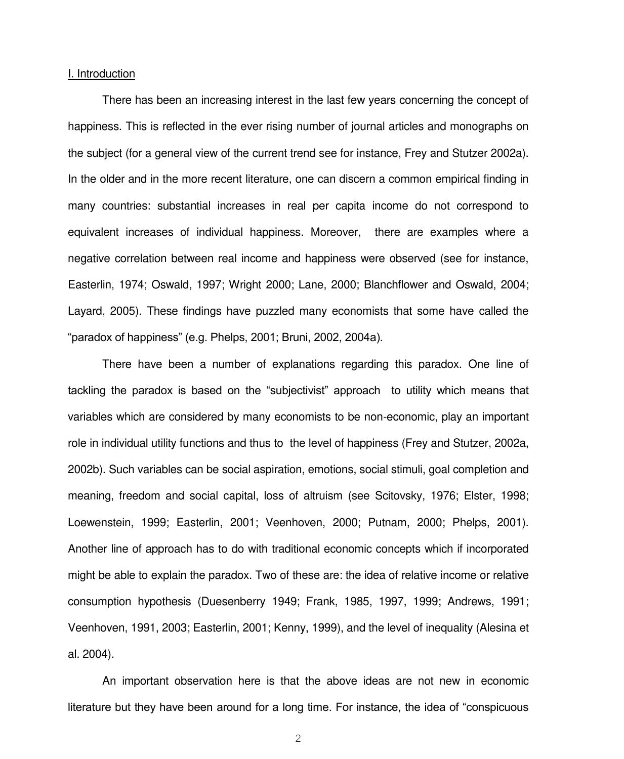## I. Introduction

There has been an increasing interest in the last few years concerning the concept of happiness. This is reflected in the ever rising number of journal articles and monographs on the subject (for a general view of the current trend see for instance, Frey and Stutzer 2002a). In the older and in the more recent literature, one can discern a common empirical finding in many countries: substantial increases in real per capita income do not correspond to equivalent increases of individual happiness. Moreover, there are examples where a negative correlation between real income and happiness were observed (see for instance, Easterlin, 1974; Oswald, 1997; Wright 2000; Lane, 2000; Blanchflower and Oswald, 2004; Layard, 2005). These findings have puzzled many economists that some have called the "paradox of happiness" (e.g. Phelps, 2001; Bruni, 2002, 2004a).

There have been a number of explanations regarding this paradox. One line of tackling the paradox is based on the "subjectivist" approach to utility which means that variables which are considered by many economists to be non-economic, play an important role in individual utility functions and thus to the level of happiness (Frey and Stutzer, 2002a, 2002b). Such variables can be social aspiration, emotions, social stimuli, goal completion and meaning, freedom and social capital, loss of altruism (see Scitovsky, 1976; Elster, 1998; Loewenstein, 1999; Easterlin, 2001; Veenhoven, 2000; Putnam, 2000; Phelps, 2001). Another line of approach has to do with traditional economic concepts which if incorporated might be able to explain the paradox. Two of these are: the idea of relative income or relative consumption hypothesis (Duesenberry 1949; Frank, 1985, 1997, 1999; Andrews, 1991; Veenhoven, 1991, 2003; Easterlin, 2001; Kenny, 1999), and the level of inequality (Alesina et al. 2004).

An important observation here is that the above ideas are not new in economic literature but they have been around for a long time. For instance, the idea of "conspicuous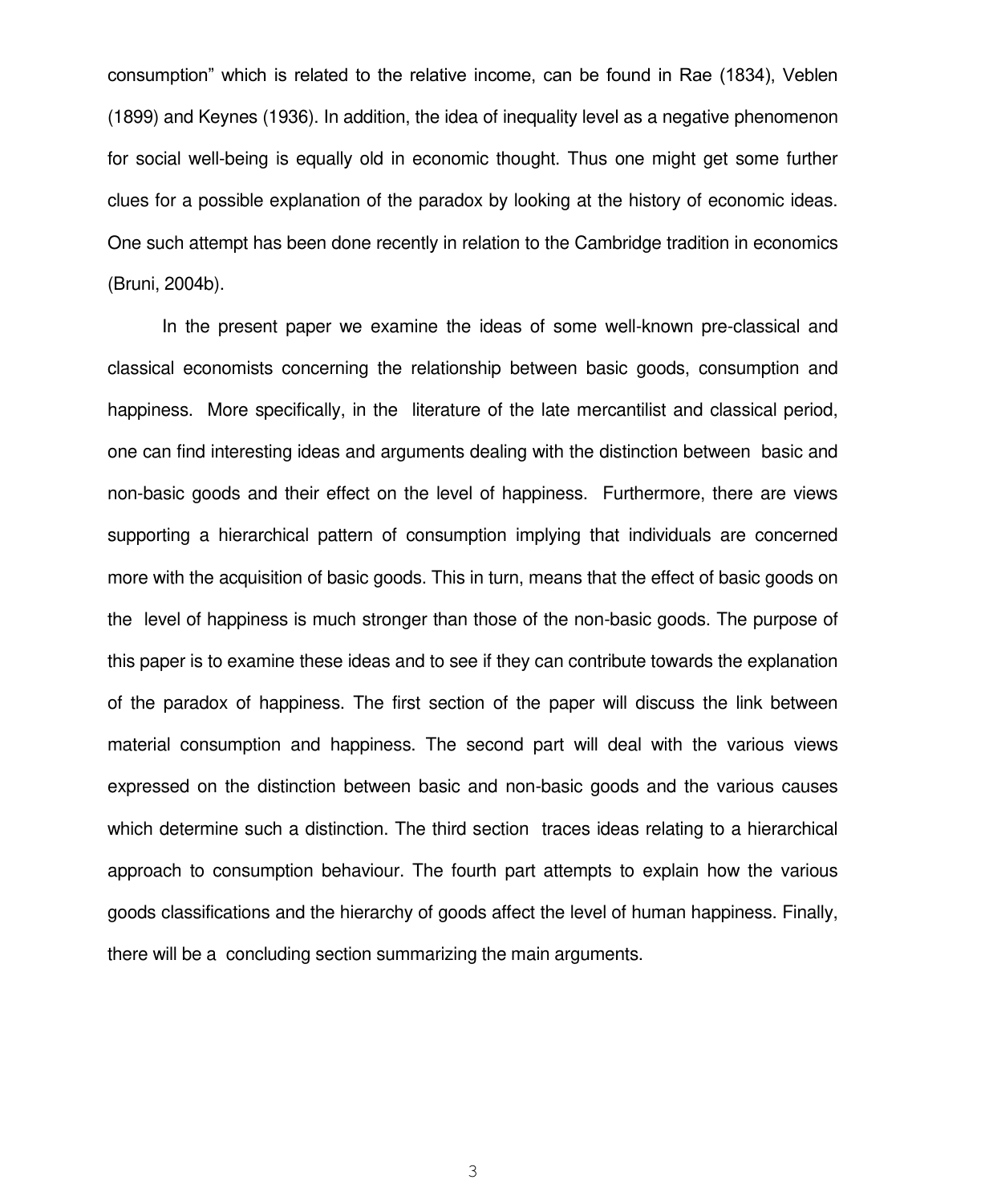consumption" which is related to the relative income, can be found in Rae (1834), Veblen (1899) and Keynes (1936). In addition, the idea of inequality level as a negative phenomenon for social well-being is equally old in economic thought. Thus one might get some further clues for a possible explanation of the paradox by looking at the history of economic ideas. One such attempt has been done recently in relation to the Cambridge tradition in economics (Bruni, 2004b).

In the present paper we examine the ideas of some well-known pre-classical and classical economists concerning the relationship between basic goods, consumption and happiness. More specifically, in the literature of the late mercantilist and classical period, one can find interesting ideas and arguments dealing with the distinction between basic and non-basic goods and their effect on the level of happiness. Furthermore, there are views supporting a hierarchical pattern of consumption implying that individuals are concerned more with the acquisition of basic goods. This in turn, means that the effect of basic goods on the level of happiness is much stronger than those of the non-basic goods. The purpose of this paper is to examine these ideas and to see if they can contribute towards the explanation of the paradox of happiness. The first section of the paper will discuss the link between material consumption and happiness. The second part will deal with the various views expressed on the distinction between basic and non-basic goods and the various causes which determine such a distinction. The third section traces ideas relating to a hierarchical approach to consumption behaviour. The fourth part attempts to explain how the various goods classifications and the hierarchy of goods affect the level of human happiness. Finally, there will be a concluding section summarizing the main arguments.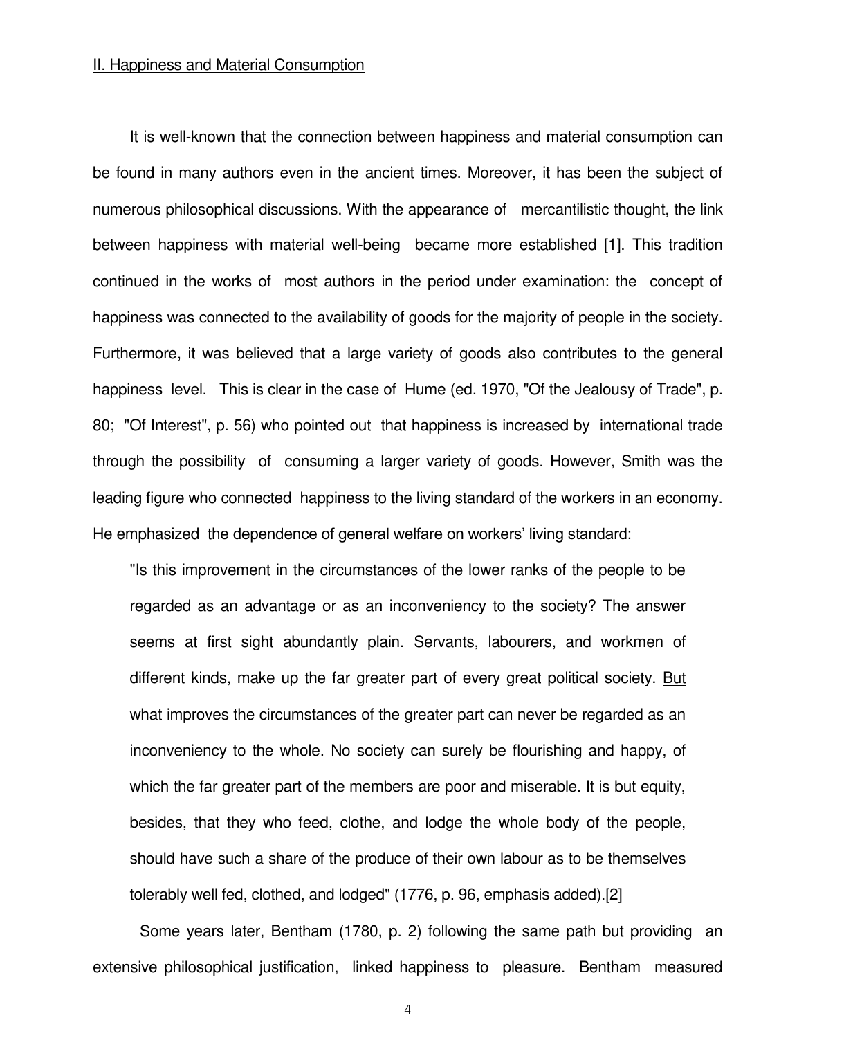## II. Happiness and Material Consumption

It is well-known that the connection between happiness and material consumption can be found in many authors even in the ancient times. Moreover, it has been the subject of numerous philosophical discussions. With the appearance of mercantilistic thought, the link between happiness with material well-being became more established [1]. This tradition continued in the works of most authors in the period under examination: the concept of happiness was connected to the availability of goods for the majority of people in the society. Furthermore, it was believed that a large variety of goods also contributes to the general happiness level. This is clear in the case of Hume (ed. 1970, "Of the Jealousy of Trade", p. 80; "Of Interest", p. 56) who pointed out that happiness is increased by international trade through the possibility of consuming a larger variety of goods. However, Smith was the leading figure who connected happiness to the living standard of the workers in an economy. He emphasized the dependence of general welfare on workers' living standard:

> "Is this improvement in the circumstances of the lower ranks of the people to be regarded as an advantage or as an inconveniency to the society? The answer seems at first sight abundantly plain. Servants, labourers, and workmen of different kinds, make up the far greater part of every great political society. <u>But what improves the circumstances of the greater part can never be regarded as an inconveniency to the whole</u>. No society can surely be flourishing and happy, of which the far greater part of the members are poor and miserable. It is but equity, besides, that they who feed, clothe, and lodge the whole body of the people, should have such a share of the produce of their own labour as to be themselves tolerably well fed, clothed, and lodged" (1776, p. 96, emphasis added).[2]

Some years later, Bentham (1780, p. 2) following the same path but providing an extensive philosophical justification, linked happiness to pleasure. Bentham measured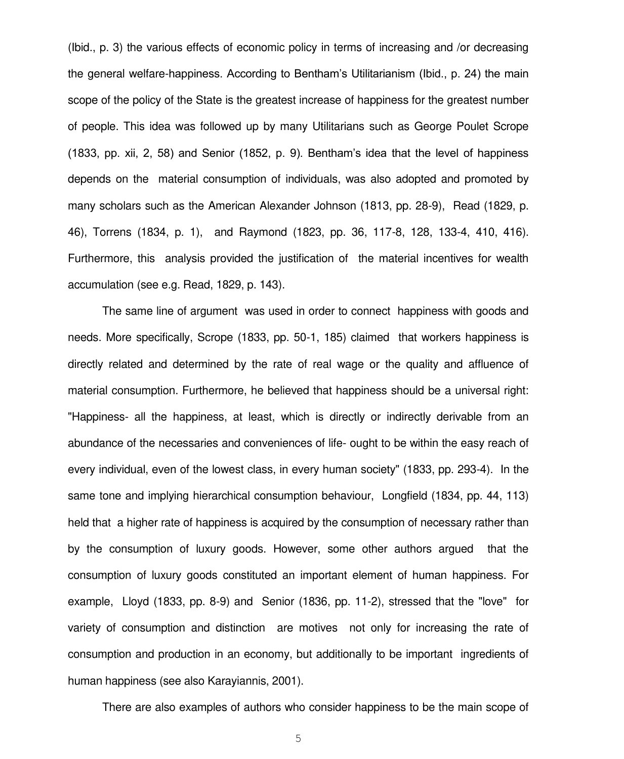(Ibid., p. 3) the various effects of economic policy in terms of increasing and /or decreasing the general welfare-happiness. According to Bentham's Utilitarianism (Ibid., p. 24) the main scope of the policy of the State is the greatest increase of happiness for the greatest number of people. This idea was followed up by many Utilitarians such as George Poulet Scrope (1833, pp. xii, 2, 58) and Senior (1852, p. 9). Bentham's idea that the level of happiness depends on the material consumption of individuals, was also adopted and promoted by many scholars such as the American Alexander Johnson (1813, pp. 28-9), Read (1829, p. 46), Torrens (1834, p. 1), and Raymond (1823, pp. 36, 117-8, 128, 133-4, 410, 416). Furthermore, this analysis provided the justification of the material incentives for wealth accumulation (see e.g. Read, 1829, p. 143).

The same line of argument was used in order to connect happiness with goods and needs. More specifically, Scrope (1833, pp. 50-1, 185) claimed that workers happiness is directly related and determined by the rate of real wage or the quality and affluence of material consumption. Furthermore, he believed that happiness should be a universal right: "Happiness- all the happiness, at least, which is directly or indirectly derivable from an abundance of the necessaries and conveniences of life- ought to be within the easy reach of every individual, even of the lowest class, in every human society" (1833, pp. 293-4). In the same tone and implying hierarchical consumption behaviour, Longfield (1834, pp. 44, 113) held that a higher rate of happiness is acquired by the consumption of necessary rather than by the consumption of luxury goods. However, some other authors argued that the consumption of luxury goods constituted an important element of human happiness. For example, Lloyd (1833, pp. 8-9) and Senior (1836, pp. 11-2), stressed that the "love" for variety of consumption and distinction are motives not only for increasing the rate of consumption and production in an economy, but additionally to be important ingredients of human happiness (see also Karayiannis, 2001).

There are also examples of authors who consider happiness to be the main scope of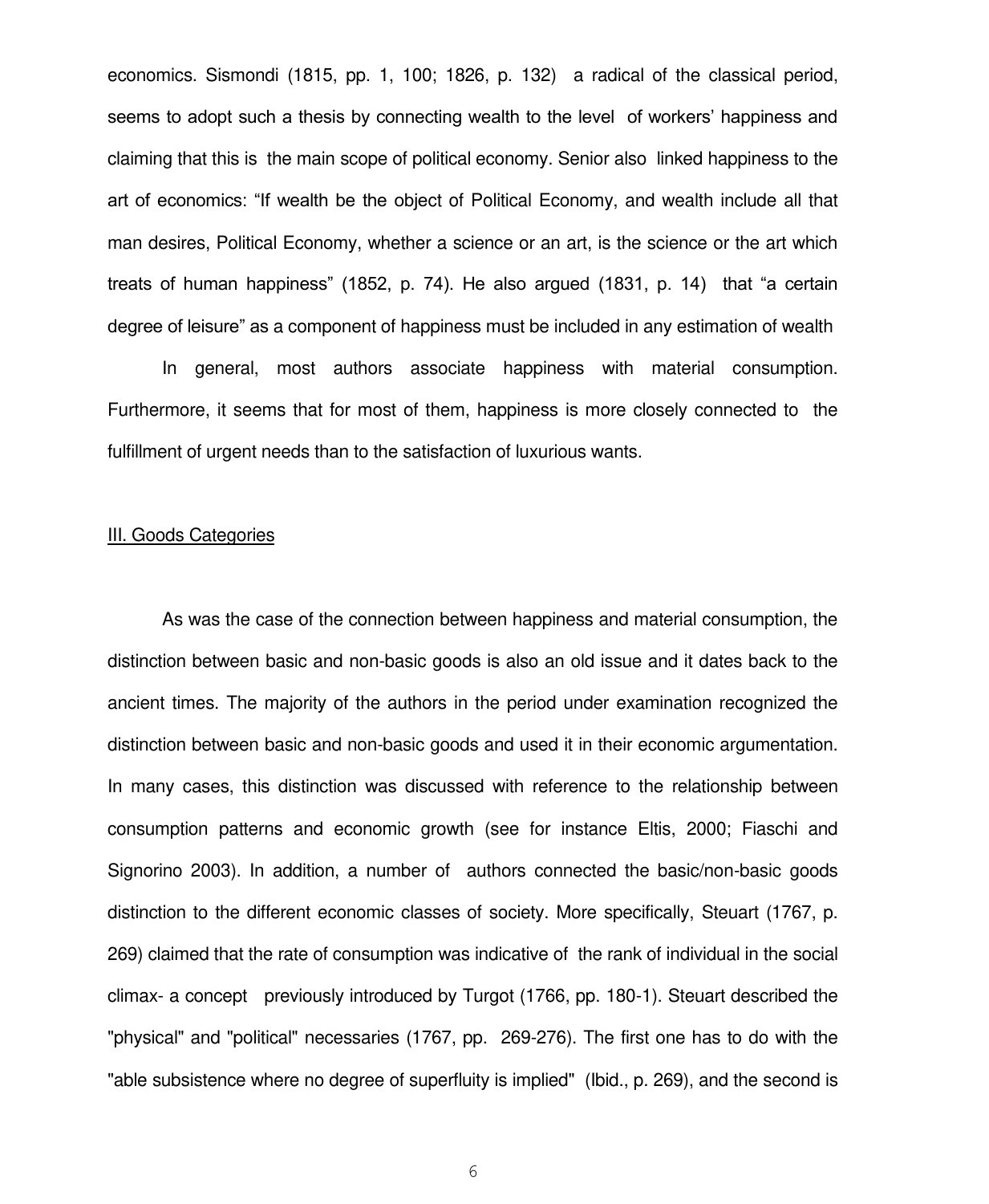economics. Sismondi (1815, pp. 1, 100; 1826, p. 132) a radical of the classical period, seems to adopt such a thesis by connecting wealth to the level of workers' happiness and claiming that this is the main scope of political economy. Senior also linked happiness to the art of economics: "If wealth be the object of Political Economy, and wealth include all that man desires, Political Economy, whether a science or an art, is the science or the art which treats of human happiness" (1852, p. 74). He also argued (1831, p. 14) that "a certain degree of leisure" as a component of happiness must be included in any estimation of wealth

In general, most authors associate happiness with material consumption. Furthermore, it seems that for most of them, happiness is more closely connected to the fulfillment of urgent needs than to the satisfaction of luxurious wants.

## III. Goods Categories

As was the case of the connection between happiness and material consumption, the distinction between basic and non-basic goods is also an old issue and it dates back to the ancient times. The majority of the authors in the period under examination recognized the distinction between basic and non-basic goods and used it in their economic argumentation. In many cases, this distinction was discussed with reference to the relationship between consumption patterns and economic growth (see for instance Eltis, 2000; Fiaschi and Signorino 2003). In addition, a number of authors connected the basic/non-basic goods distinction to the different economic classes of society. More specifically, Steuart (1767, p. 269) claimed that the rate of consumption was indicative of the rank of individual in the social climax- a concept previously introduced by Turgot (1766, pp. 180-1). Steuart described the "physical" and "political" necessaries (1767, pp. 269-276). The first one has to do with the "able subsistence where no degree of superfluity is implied" (Ibid., p. 269), and the second is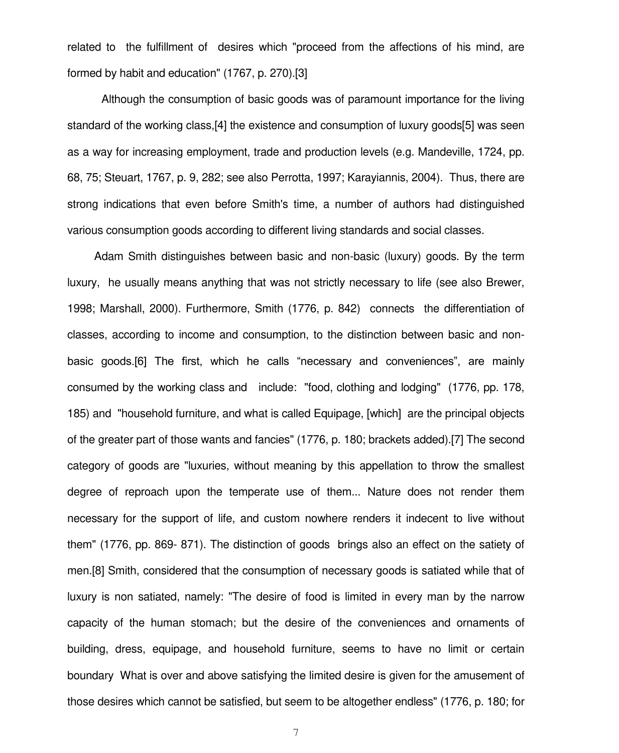related to the fulfillment of desires which "proceed from the affections of his mind, are formed by habit and education" (1767, p. 270).[3]

Although the consumption of basic goods was of paramount importance for the living standard of the working class,[4] the existence and consumption of luxury goods[5] was seen as a way for increasing employment, trade and production levels (e.g. Mandeville, 1724, pp. 68, 75; Steuart, 1767, p. 9, 282; see also Perrotta, 1997; Karayiannis, 2004). Thus, there are strong indications that even before Smith's time, a number of authors had distinguished various consumption goods according to different living standards and social classes.

Adam Smith distinguishes between basic and non-basic (luxury) goods. By the term luxury, he usually means anything that was not strictly necessary to life (see also Brewer, 1998; Marshall, 2000). Furthermore, Smith (1776, p. 842) connects the differentiation of classes, according to income and consumption, to the distinction between basic and non-basic goods.[6] The first, which he calls "necessary and conveniences", are mainly consumed by the working class and include: "food, clothing and lodging" (1776, pp. 178, 185) and "household furniture, and what is called Equipage, [which] are the principal objects of the greater part of those wants and fancies" (1776, p. 180; brackets added).[7] The second category of goods are "luxuries, without meaning by this appellation to throw the smallest degree of reproach upon the temperate use of them... Nature does not render them necessary for the support of life, and custom nowhere renders it indecent to live without them" (1776, pp. 869- 871). The distinction of goods brings also an effect on the satiety of men.[8] Smith, considered that the consumption of necessary goods is satiated while that of luxury is non satiated, namely: "The desire of food is limited in every man by the narrow capacity of the human stomach; but the desire of the conveniences and ornaments of building, dress, equipage, and household furniture, seems to have no limit or certain boundary What is over and above satisfying the limited desire is given for the amusement of those desires which cannot be satisfied, but seem to be altogether endless" (1776, p. 180; for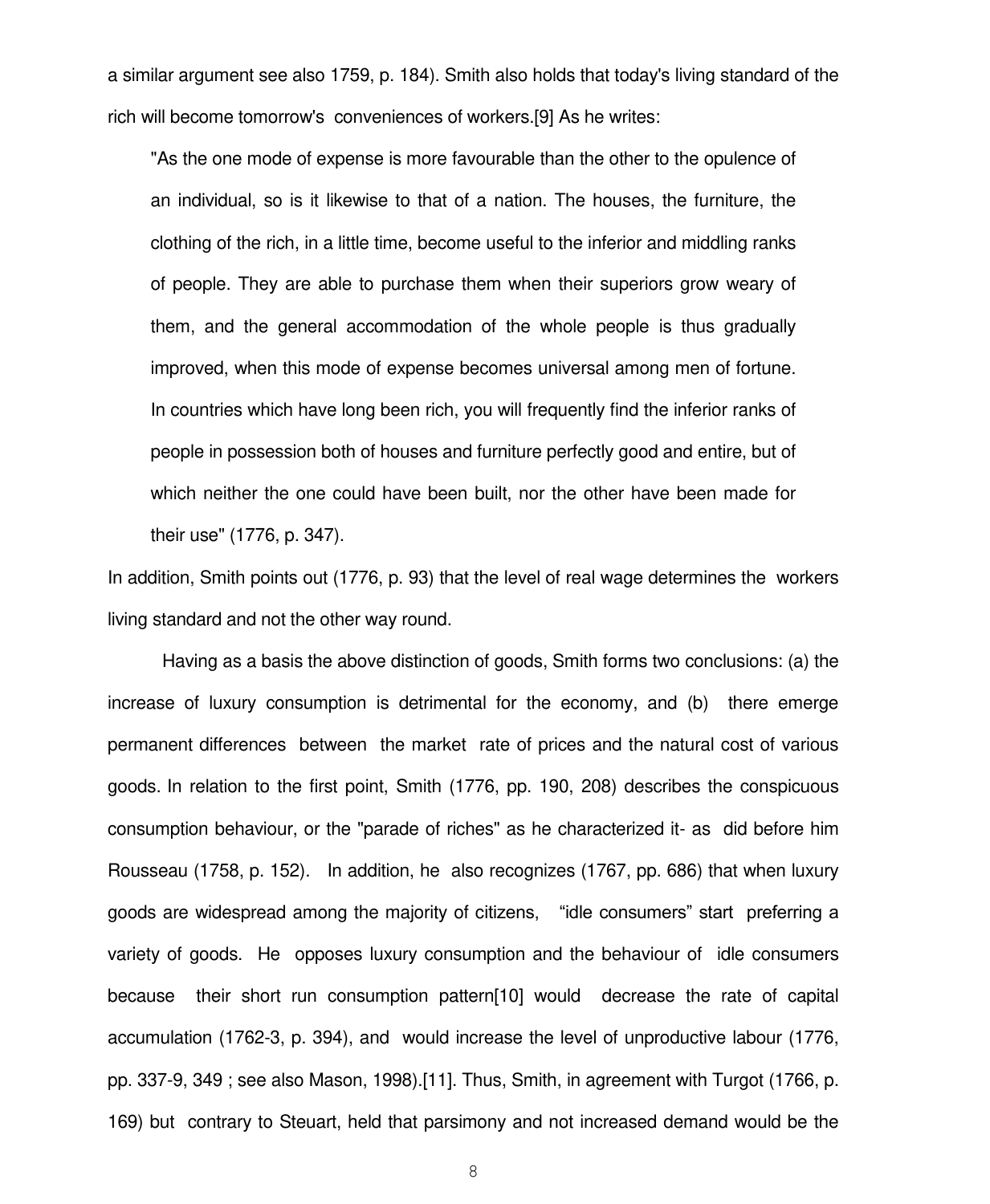a similar argument see also 1759, p. 184). Smith also holds that today's living standard of the rich will become tomorrow's conveniences of workers.[9] As he writes:

> "As the one mode of expense is more favourable than the other to the opulence of an individual, so is it likewise to that of a nation. The houses, the furniture, the clothing of the rich, in a little time, become useful to the inferior and middling ranks of people. They are able to purchase them when their superiors grow weary of them, and the general accommodation of the whole people is thus gradually improved, when this mode of expense becomes universal among men of fortune. In countries which have long been rich, you will frequently find the inferior ranks of people in possession both of houses and furniture perfectly good and entire, but of which neither the one could have been built, nor the other have been made for their use" (1776, p. 347).

In addition, Smith points out (1776, p. 93) that the level of real wage determines the workers living standard and not the other way round.

Having as a basis the above distinction of goods, Smith forms two conclusions: (a) the increase of luxury consumption is detrimental for the economy, and (b) there emerge permanent differences between the market rate of prices and the natural cost of various goods. In relation to the first point, Smith (1776, pp. 190, 208) describes the conspicuous consumption behaviour, or the "parade of riches" as he characterized it- as did before him Rousseau (1758, p. 152). In addition, he also recognizes (1767, pp. 686) that when luxury goods are widespread among the majority of citizens, "idle consumers" start preferring a variety of goods. He opposes luxury consumption and the behaviour of idle consumers because their short run consumption pattern[10] would decrease the rate of capital accumulation (1762-3, p. 394), and would increase the level of unproductive labour (1776, pp. 337-9, 349 ; see also Mason, 1998).[11]. Thus, Smith, in agreement with Turgot (1766, p. 169) but contrary to Steuart, held that parsimony and not increased demand would be the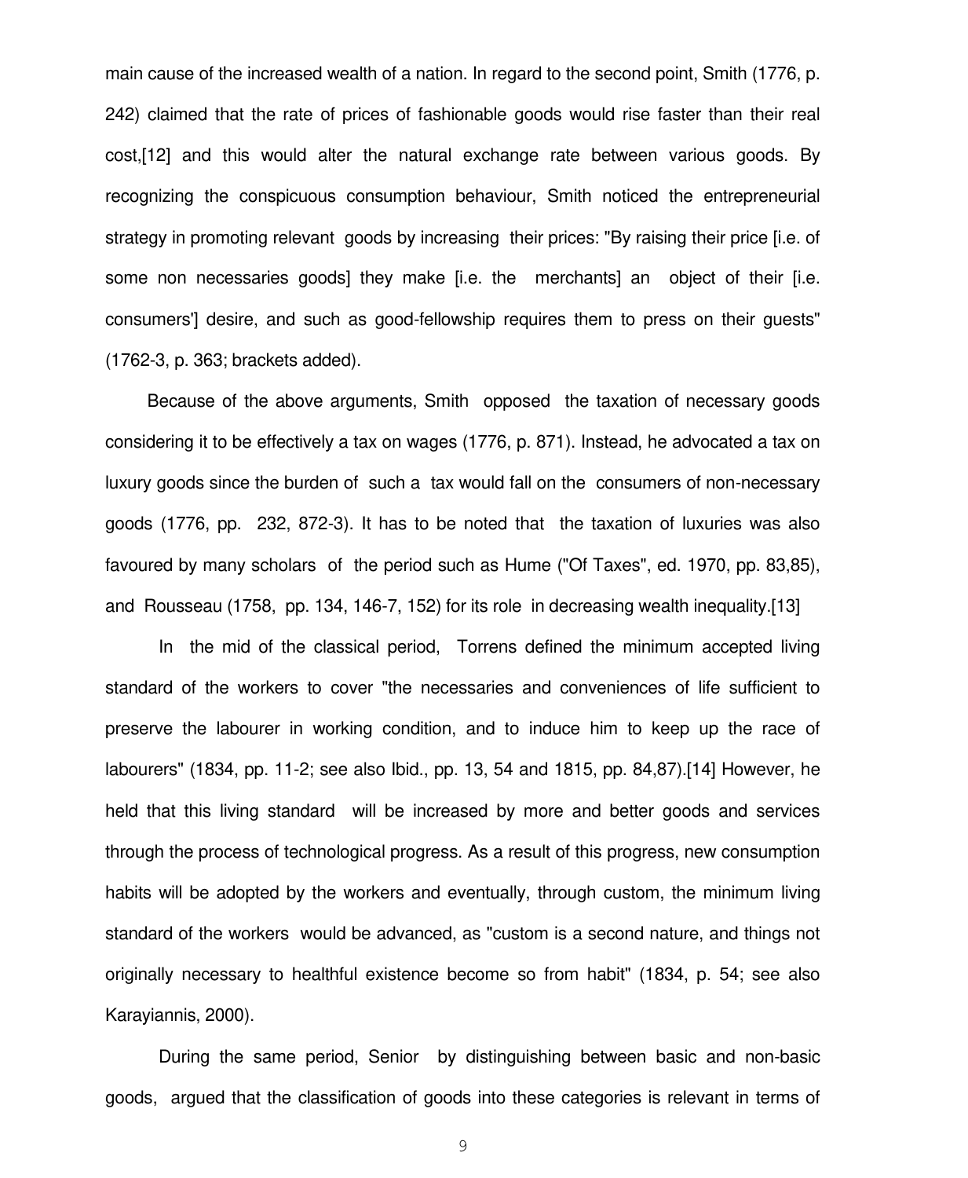main cause of the increased wealth of a nation. In regard to the second point, Smith (1776, p. 242) claimed that the rate of prices of fashionable goods would rise faster than their real cost,[12] and this would alter the natural exchange rate between various goods. By recognizing the conspicuous consumption behaviour, Smith noticed the entrepreneurial strategy in promoting relevant goods by increasing their prices: "By raising their price [i.e. of some non necessaries goods] they make [i.e. the merchants] an object of their [i.e. consumers'] desire, and such as good-fellowship requires them to press on their guests" (1762-3, p. 363; brackets added).

Because of the above arguments, Smith opposed the taxation of necessary goods considering it to be effectively a tax on wages (1776, p. 871). Instead, he advocated a tax on luxury goods since the burden of such a tax would fall on the consumers of non-necessary goods (1776, pp. 232, 872-3). It has to be noted that the taxation of luxuries was also favoured by many scholars of the period such as Hume ("Of Taxes", ed. 1970, pp. 83,85), and Rousseau (1758, pp. 134, 146-7, 152) for its role in decreasing wealth inequality.[13]

In the mid of the classical period, Torrens defined the minimum accepted living standard of the workers to cover "the necessaries and conveniences of life sufficient to preserve the labourer in working condition, and to induce him to keep up the race of labourers" (1834, pp. 11-2; see also Ibid., pp. 13, 54 and 1815, pp. 84,87).[14] However, he held that this living standard will be increased by more and better goods and services through the process of technological progress. As a result of this progress, new consumption habits will be adopted by the workers and eventually, through custom, the minimum living standard of the workers would be advanced, as "custom is a second nature, and things not originally necessary to healthful existence become so from habit" (1834, p. 54; see also Karayiannis, 2000).

During the same period, Senior by distinguishing between basic and non-basic goods, argued that the classification of goods into these categories is relevant in terms of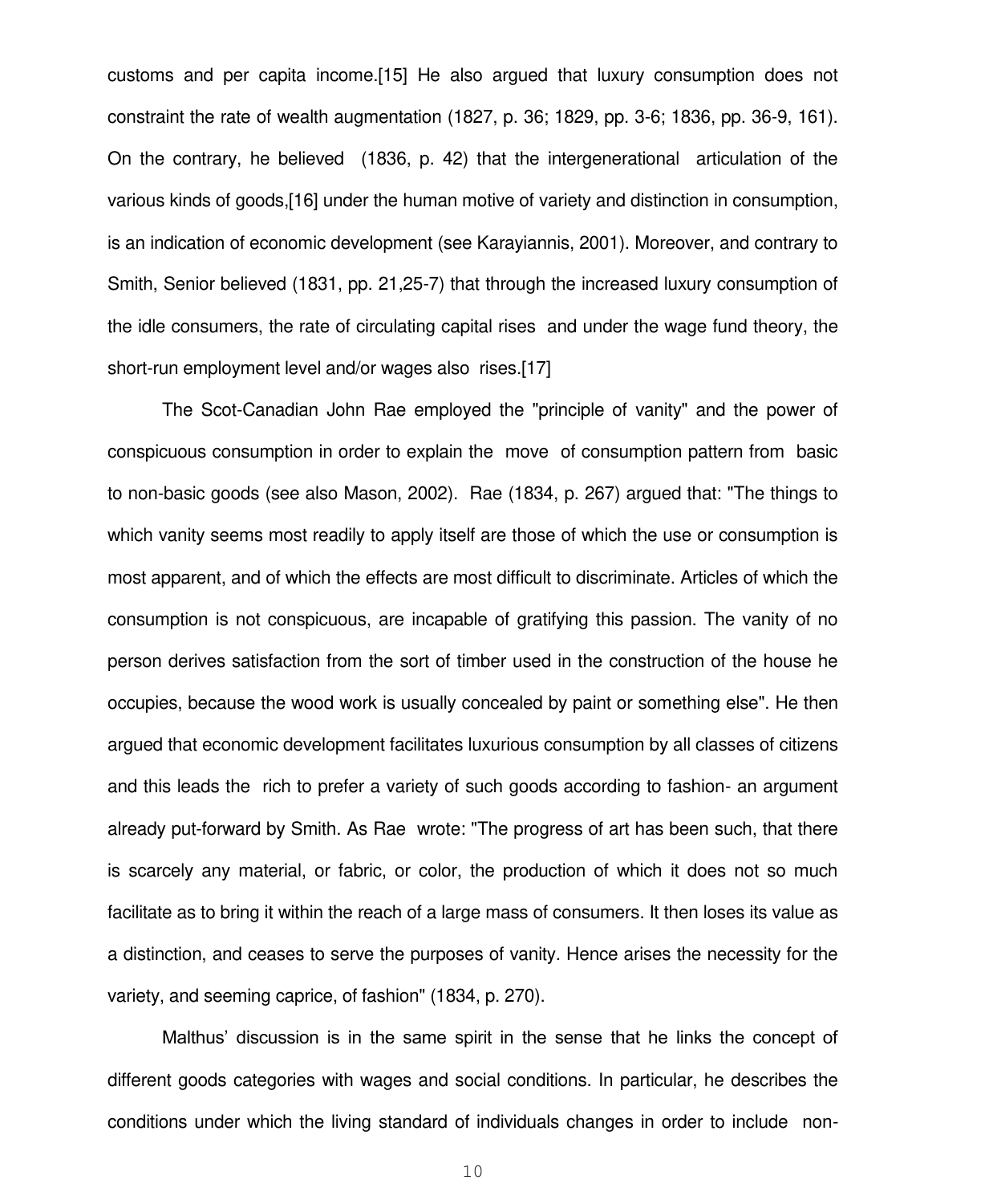customs and per capita income.[15] He also argued that luxury consumption does not constraint the rate of wealth augmentation (1827, p. 36; 1829, pp. 3-6; 1836, pp. 36-9, 161). On the contrary, he believed (1836, p. 42) that the intergenerational articulation of the various kinds of goods,[16] under the human motive of variety and distinction in consumption, is an indication of economic development (see Karayiannis, 2001). Moreover, and contrary to Smith, Senior believed (1831, pp. 21,25-7) that through the increased luxury consumption of the idle consumers, the rate of circulating capital rises and under the wage fund theory, the short-run employment level and/or wages also rises.[17]

The Scot-Canadian John Rae employed the "principle of vanity" and the power of conspicuous consumption in order to explain the move of consumption pattern from basic to non-basic goods (see also Mason, 2002). Rae (1834, p. 267) argued that: "The things to which vanity seems most readily to apply itself are those of which the use or consumption is most apparent, and of which the effects are most difficult to discriminate. Articles of which the consumption is not conspicuous, are incapable of gratifying this passion. The vanity of no person derives satisfaction from the sort of timber used in the construction of the house he occupies, because the wood work is usually concealed by paint or something else". He then argued that economic development facilitates luxurious consumption by all classes of citizens and this leads the rich to prefer a variety of such goods according to fashion- an argument already put-forward by Smith. As Rae wrote: "The progress of art has been such, that there is scarcely any material, or fabric, or color, the production of which it does not so much facilitate as to bring it within the reach of a large mass of consumers. It then loses its value as a distinction, and ceases to serve the purposes of vanity. Hence arises the necessity for the variety, and seeming caprice, of fashion" (1834, p. 270).

Malthus' discussion is in the same spirit in the sense that he links the concept of different goods categories with wages and social conditions. In particular, he describes the conditions under which the living standard of individuals changes in order to include non-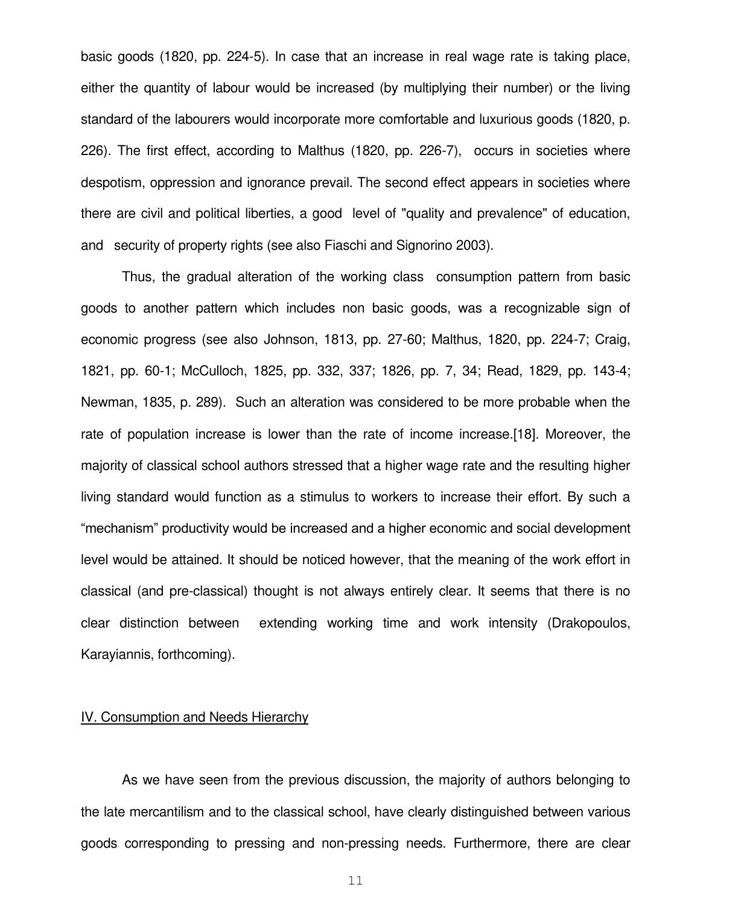basic goods (1820, pp. 224-5). In case that an increase in real wage rate is taking place, either the quantity of labour would be increased (by multiplying their number) or the living standard of the labourers would incorporate more comfortable and luxurious goods (1820, p. 226). The first effect, according to Malthus (1820, pp. 226-7), occurs in societies where despotism, oppression and ignorance prevail. The second effect appears in societies where there are civil and political liberties, a good level of "quality and prevalence" of education, and security of property rights (see also Fiaschi and Signorino 2003).

Thus, the gradual alteration of the working class consumption pattern from basic goods to another pattern which includes non basic goods, was a recognizable sign of economic progress (see also Johnson, 1813, pp. 27-60; Malthus, 1820, pp. 224-7; Craig, 1821, pp. 60-1; McCulloch, 1825, pp. 332, 337; 1826, pp. 7, 34; Read, 1829, pp. 143-4; Newman, 1835, p. 289). Such an alteration was considered to be more probable when the rate of population increase is lower than the rate of income increase.[18]. Moreover, the majority of classical school authors stressed that a higher wage rate and the resulting higher living standard would function as a stimulus to workers to increase their effort. By such a "mechanism" productivity would be increased and a higher economic and social development level would be attained. It should be noticed however, that the meaning of the work effort in classical (and pre-classical) thought is not always entirely clear. It seems that there is no clear distinction between extending working time and work intensity (Drakopoulos, Karayiannis, forthcoming).

## IV. Consumption and Needs Hierarchy

As we have seen from the previous discussion, the majority of authors belonging to the late mercantilism and to the classical school, have clearly distinguished between various goods corresponding to pressing and non-pressing needs. Furthermore, there are clear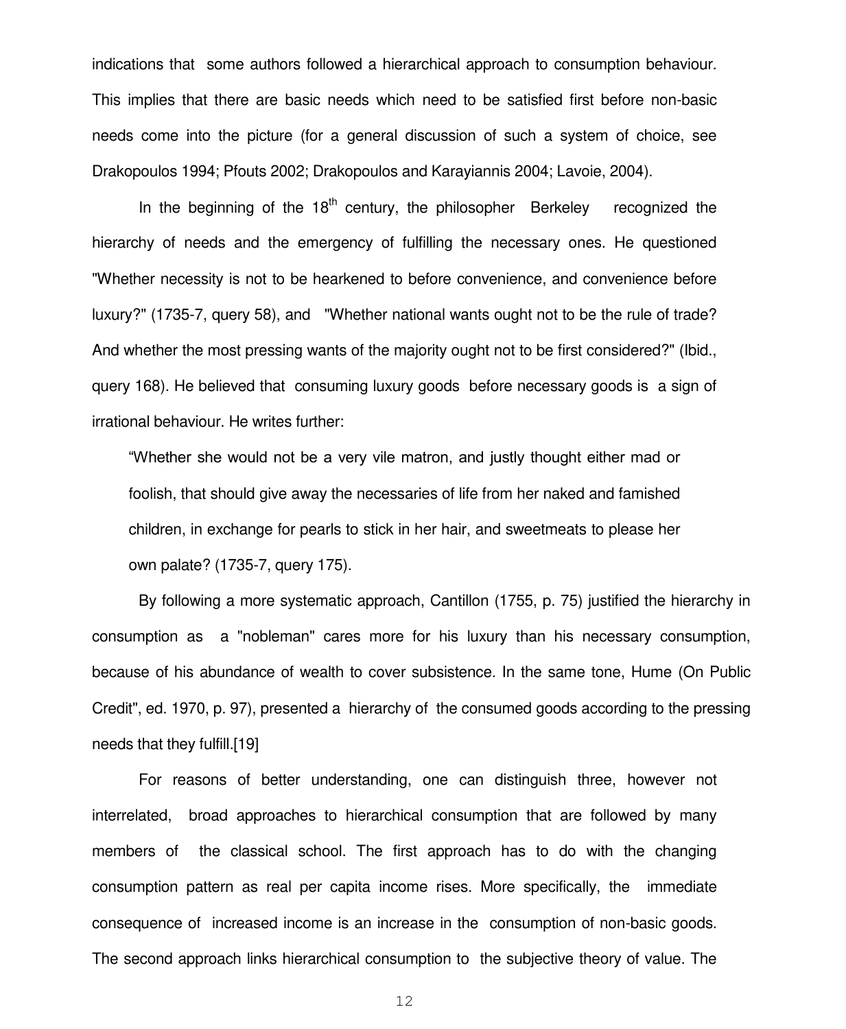indications that some authors followed a hierarchical approach to consumption behaviour. This implies that there are basic needs which need to be satisfied first before non-basic needs come into the picture (for a general discussion of such a system of choice, see Drakopoulos 1994; Pfouts 2002; Drakopoulos and Karayiannis 2004; Lavoie, 2004).

In the beginning of the 18th century, the philosopher Berkeley recognized the hierarchy of needs and the emergency of fulfilling the necessary ones. He questioned "Whether necessity is not to be hearkened to before convenience, and convenience before luxury?" (1735-7, query 58), and "Whether national wants ought not to be the rule of trade? And whether the most pressing wants of the majority ought not to be first considered?" (Ibid., query 168). He believed that consuming luxury goods before necessary goods is a sign of irrational behaviour. He writes further:

> “Whether she would not be a very vile matron, and justly thought either mad or foolish, that should give away the necessaries of life from her naked and famished children, in exchange for pearls to stick in her hair, and sweetmeats to please her own palate? (1735-7, query 175).

By following a more systematic approach, Cantillon (1755, p. 75) justified the hierarchy in consumption as a "nobleman" cares more for his luxury than his necessary consumption, because of his abundance of wealth to cover subsistence. In the same tone, Hume (On Public Credit", ed. 1970, p. 97), presented a hierarchy of the consumed goods according to the pressing needs that they fulfill.[19]

For reasons of better understanding, one can distinguish three, however not interrelated, broad approaches to hierarchical consumption that are followed by many members of the classical school. The first approach has to do with the changing consumption pattern as real per capita income rises. More specifically, the immediate consequence of increased income is an increase in the consumption of non-basic goods. The second approach links hierarchical consumption to the subjective theory of value. The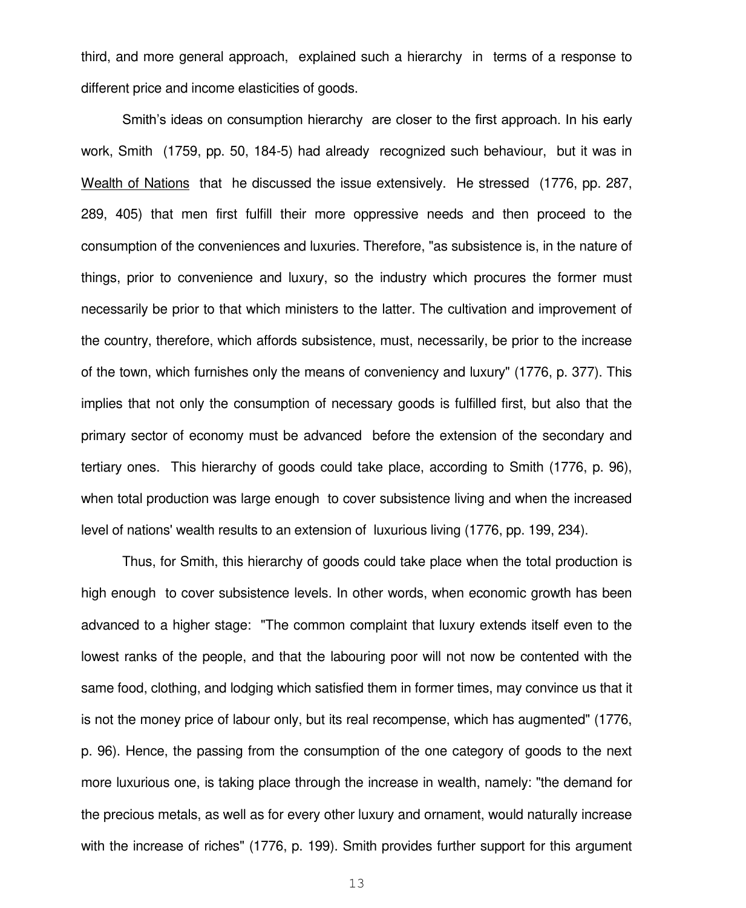third, and more general approach, explained such a hierarchy in terms of a response to different price and income elasticities of goods.

Smith's ideas on consumption hierarchy are closer to the first approach. In his early work, Smith (1759, pp. 50, 184-5) had already recognized such behaviour, but it was in Wealth of Nations that he discussed the issue extensively. He stressed (1776, pp. 287, 289, 405) that men first fulfill their more oppressive needs and then proceed to the consumption of the conveniences and luxuries. Therefore, "as subsistence is, in the nature of things, prior to convenience and luxury, so the industry which procures the former must necessarily be prior to that which ministers to the latter. The cultivation and improvement of the country, therefore, which affords subsistence, must, necessarily, be prior to the increase of the town, which furnishes only the means of conveniency and luxury" (1776, p. 377). This implies that not only the consumption of necessary goods is fulfilled first, but also that the primary sector of economy must be advanced before the extension of the secondary and tertiary ones. This hierarchy of goods could take place, according to Smith (1776, p. 96), when total production was large enough to cover subsistence living and when the increased level of nations' wealth results to an extension of luxurious living (1776, pp. 199, 234).

Thus, for Smith, this hierarchy of goods could take place when the total production is high enough to cover subsistence levels. In other words, when economic growth has been advanced to a higher stage: "The common complaint that luxury extends itself even to the lowest ranks of the people, and that the labouring poor will not now be contented with the same food, clothing, and lodging which satisfied them in former times, may convince us that it is not the money price of labour only, but its real recompense, which has augmented" (1776, p. 96). Hence, the passing from the consumption of the one category of goods to the next more luxurious one, is taking place through the increase in wealth, namely: "the demand for the precious metals, as well as for every other luxury and ornament, would naturally increase with the increase of riches" (1776, p. 199). Smith provides further support for this argument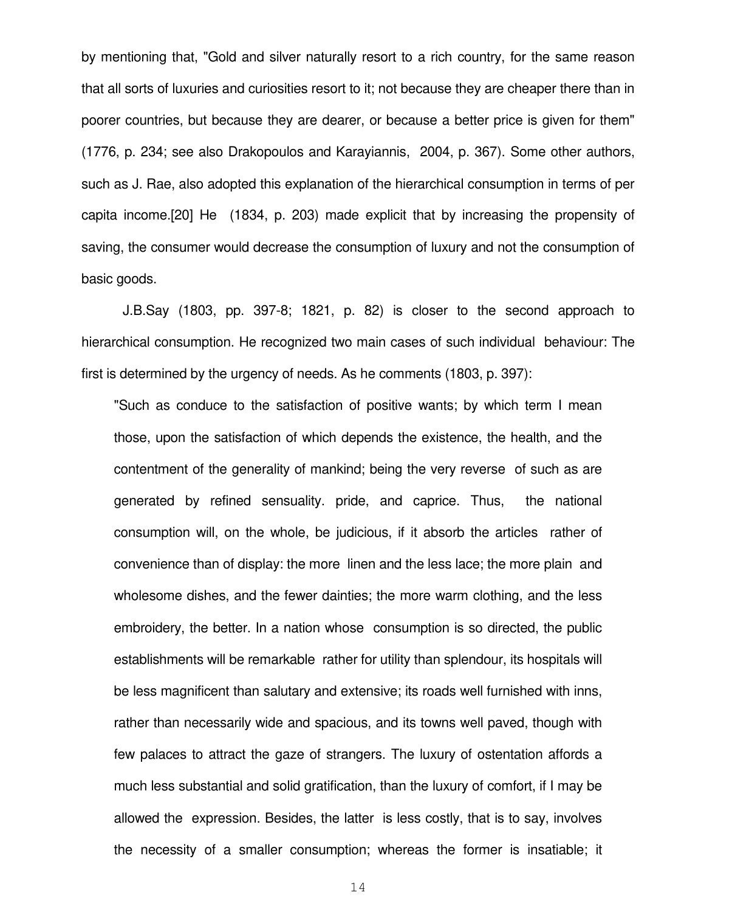by mentioning that, "Gold and silver naturally resort to a rich country, for the same reason that all sorts of luxuries and curiosities resort to it; not because they are cheaper there than in poorer countries, but because they are dearer, or because a better price is given for them" (1776, p. 234; see also Drakopoulos and Karayiannis, 2004, p. 367). Some other authors, such as J. Rae, also adopted this explanation of the hierarchical consumption in terms of per capita income.[20] He (1834, p. 203) made explicit that by increasing the propensity of saving, the consumer would decrease the consumption of luxury and not the consumption of basic goods.

J.B.Say (1803, pp. 397-8; 1821, p. 82) is closer to the second approach to hierarchical consumption. He recognized two main cases of such individual behaviour: The first is determined by the urgency of needs. As he comments (1803, p. 397):

> "Such as conduce to the satisfaction of positive wants; by which term I mean those, upon the satisfaction of which depends the existence, the health, and the contentment of the generality of mankind; being the very reverse of such as are generated by refined sensuality. pride, and caprice. Thus, the national consumption will, on the whole, be judicious, if it absorb the articles rather of convenience than of display: the more linen and the less lace; the more plain and wholesome dishes, and the fewer dainties; the more warm clothing, and the less embroidery, the better. In a nation whose consumption is so directed, the public establishments will be remarkable rather for utility than splendour, its hospitals will be less magnificent than salutary and extensive; its roads well furnished with inns, rather than necessarily wide and spacious, and its towns well paved, though with few palaces to attract the gaze of strangers. The luxury of ostentation affords a much less substantial and solid gratification, than the luxury of comfort, if I may be allowed the expression. Besides, the latter is less costly, that is to say, involves the necessity of a smaller consumption; whereas the former is insatiable; it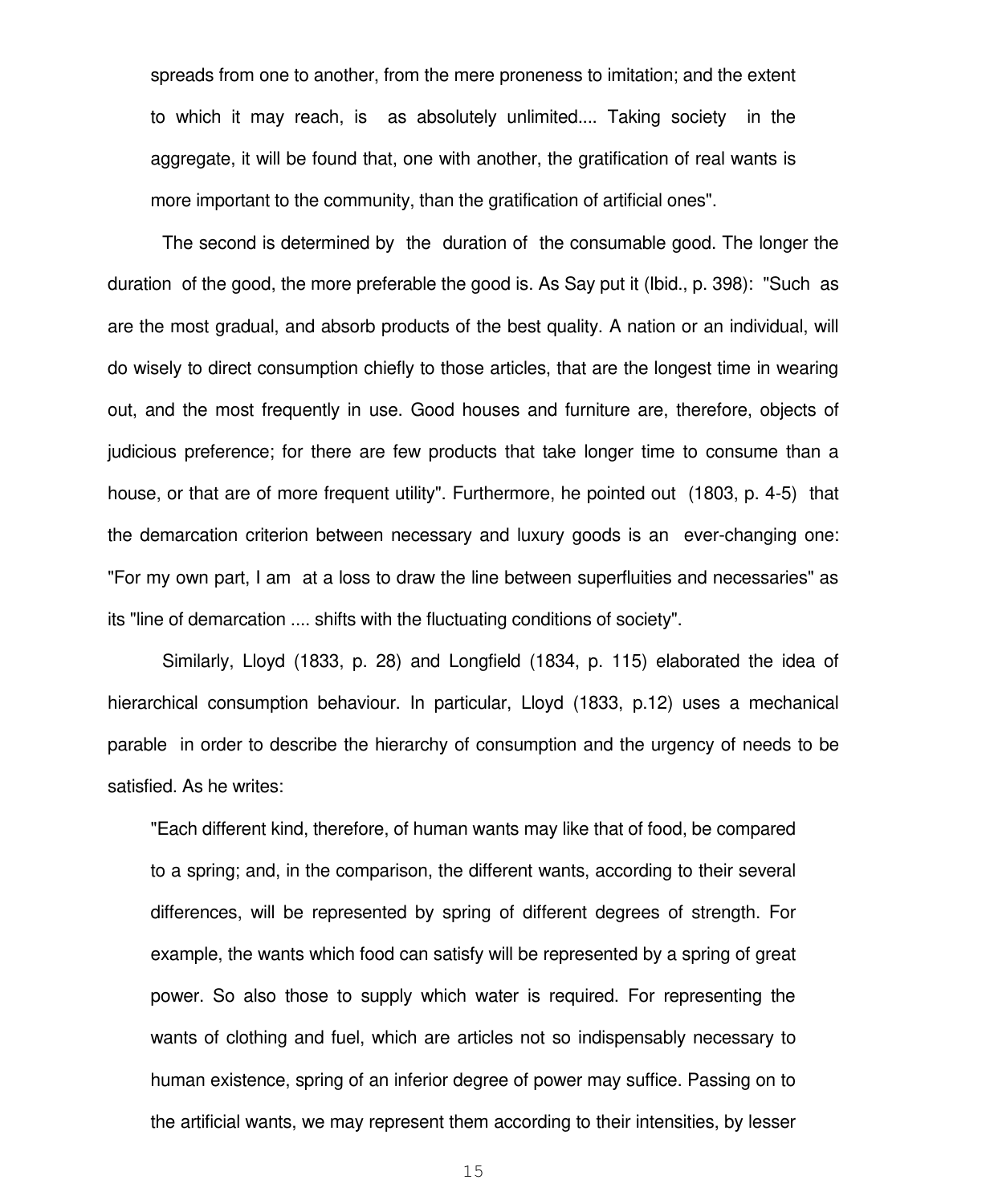> spreads from one to another, from the mere proneness to imitation; and the extent to which it may reach, is as absolutely unlimited.... Taking society in the aggregate, it will be found that, one with another, the gratification of real wants is more important to the community, than the gratification of artificial ones".

The second is determined by the duration of the consumable good. The longer the duration of the good, the more preferable the good is. As Say put it (Ibid., p. 398): "Such as are the most gradual, and absorb products of the best quality. A nation or an individual, will do wisely to direct consumption chiefly to those articles, that are the longest time in wearing out, and the most frequently in use. Good houses and furniture are, therefore, objects of judicious preference; for there are few products that take longer time to consume than a house, or that are of more frequent utility". Furthermore, he pointed out (1803, p. 4-5) that the demarcation criterion between necessary and luxury goods is an ever-changing one: "For my own part, I am at a loss to draw the line between superfluities and necessaries" as its "line of demarcation .... shifts with the fluctuating conditions of society".

Similarly, Lloyd (1833, p. 28) and Longfield (1834, p. 115) elaborated the idea of hierarchical consumption behaviour. In particular, Lloyd (1833, p.12) uses a mechanical parable in order to describe the hierarchy of consumption and the urgency of needs to be satisfied. As he writes:

> "Each different kind, therefore, of human wants may like that of food, be compared to a spring; and, in the comparison, the different wants, according to their several differences, will be represented by spring of different degrees of strength. For example, the wants which food can satisfy will be represented by a spring of great power. So also those to supply which water is required. For representing the wants of clothing and fuel, which are articles not so indispensably necessary to human existence, spring of an inferior degree of power may suffice. Passing on to the artificial wants, we may represent them according to their intensities, by lesser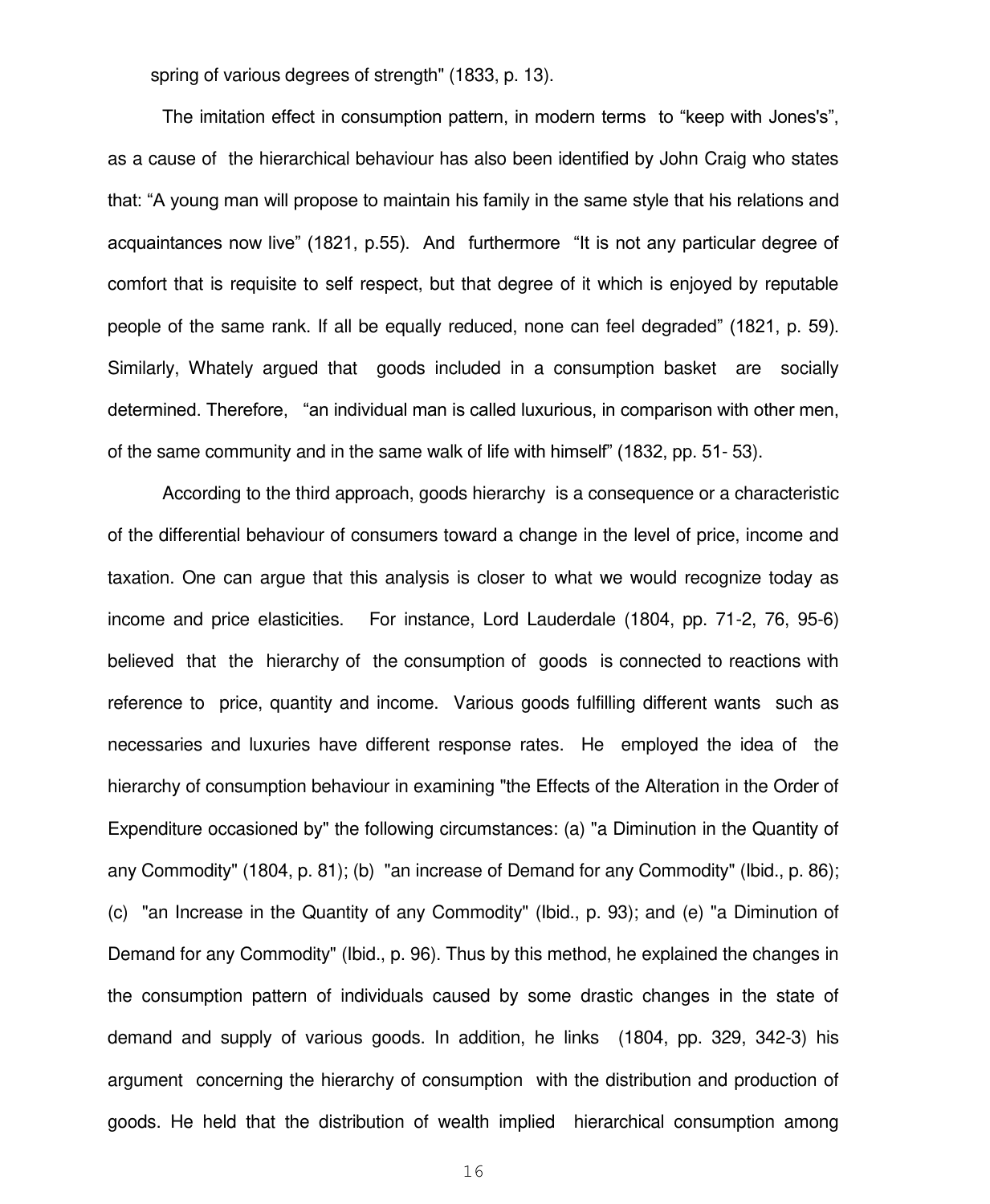spring of various degrees of strength" (1833, p. 13).

The imitation effect in consumption pattern, in modern terms to "keep with Jones's", as a cause of the hierarchical behaviour has also been identified by John Craig who states that: "A young man will propose to maintain his family in the same style that his relations and acquaintances now live" (1821, p.55). And furthermore "It is not any particular degree of comfort that is requisite to self respect, but that degree of it which is enjoyed by reputable people of the same rank. If all be equally reduced, none can feel degraded" (1821, p. 59). Similarly, Whately argued that goods included in a consumption basket are socially determined. Therefore, "an individual man is called luxurious, in comparison with other men, of the same community and in the same walk of life with himself" (1832, pp. 51- 53).

According to the third approach, goods hierarchy is a consequence or a characteristic of the differential behaviour of consumers toward a change in the level of price, income and taxation. One can argue that this analysis is closer to what we would recognize today as income and price elasticities. For instance, Lord Lauderdale (1804, pp. 71-2, 76, 95-6) believed that the hierarchy of the consumption of goods is connected to reactions with reference to price, quantity and income. Various goods fulfilling different wants such as necessaries and luxuries have different response rates. He employed the idea of the hierarchy of consumption behaviour in examining "the Effects of the Alteration in the Order of Expenditure occasioned by" the following circumstances: (a) "a Diminution in the Quantity of any Commodity" (1804, p. 81); (b) "an increase of Demand for any Commodity" (Ibid., p. 86); (c) "an Increase in the Quantity of any Commodity" (Ibid., p. 93); and (e) "a Diminution of Demand for any Commodity" (Ibid., p. 96). Thus by this method, he explained the changes in the consumption pattern of individuals caused by some drastic changes in the state of demand and supply of various goods. In addition, he links (1804, pp. 329, 342-3) his argument concerning the hierarchy of consumption with the distribution and production of goods. He held that the distribution of wealth implied hierarchical consumption among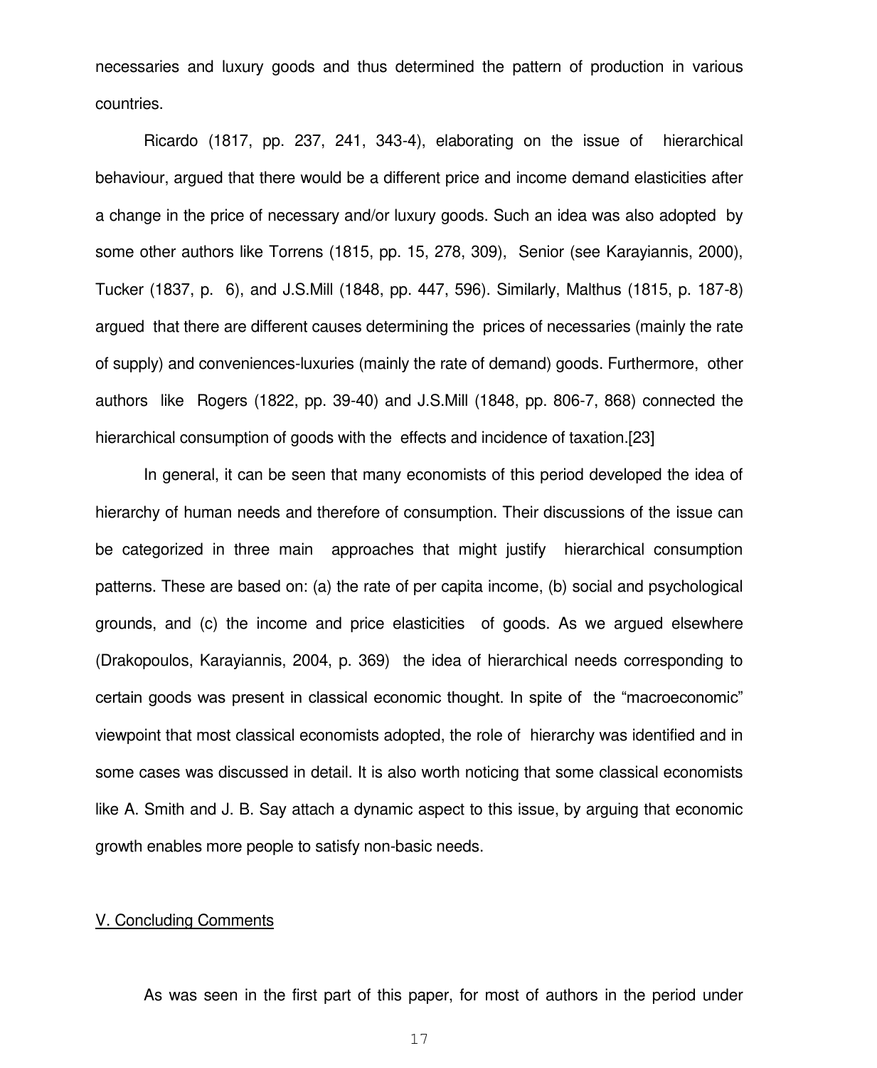necessaries and luxury goods and thus determined the pattern of production in various countries.

Ricardo (1817, pp. 237, 241, 343-4), elaborating on the issue of hierarchical behaviour, argued that there would be a different price and income demand elasticities after a change in the price of necessary and/or luxury goods. Such an idea was also adopted by some other authors like Torrens (1815, pp. 15, 278, 309), Senior (see Karayiannis, 2000), Tucker (1837, p. 6), and J.S.Mill (1848, pp. 447, 596). Similarly, Malthus (1815, p. 187-8) argued that there are different causes determining the prices of necessaries (mainly the rate of supply) and conveniences-luxuries (mainly the rate of demand) goods. Furthermore, other authors like Rogers (1822, pp. 39-40) and J.S.Mill (1848, pp. 806-7, 868) connected the hierarchical consumption of goods with the effects and incidence of taxation.[23]

In general, it can be seen that many economists of this period developed the idea of hierarchy of human needs and therefore of consumption. Their discussions of the issue can be categorized in three main approaches that might justify hierarchical consumption patterns. These are based on: (a) the rate of per capita income, (b) social and psychological grounds, and (c) the income and price elasticities of goods. As we argued elsewhere (Drakopoulos, Karayiannis, 2004, p. 369) the idea of hierarchical needs corresponding to certain goods was present in classical economic thought. In spite of the "macroeconomic" viewpoint that most classical economists adopted, the role of hierarchy was identified and in some cases was discussed in detail. It is also worth noticing that some classical economists like A. Smith and J. B. Say attach a dynamic aspect to this issue, by arguing that economic growth enables more people to satisfy non-basic needs.

## V. Concluding Comments

As was seen in the first part of this paper, for most of authors in the period under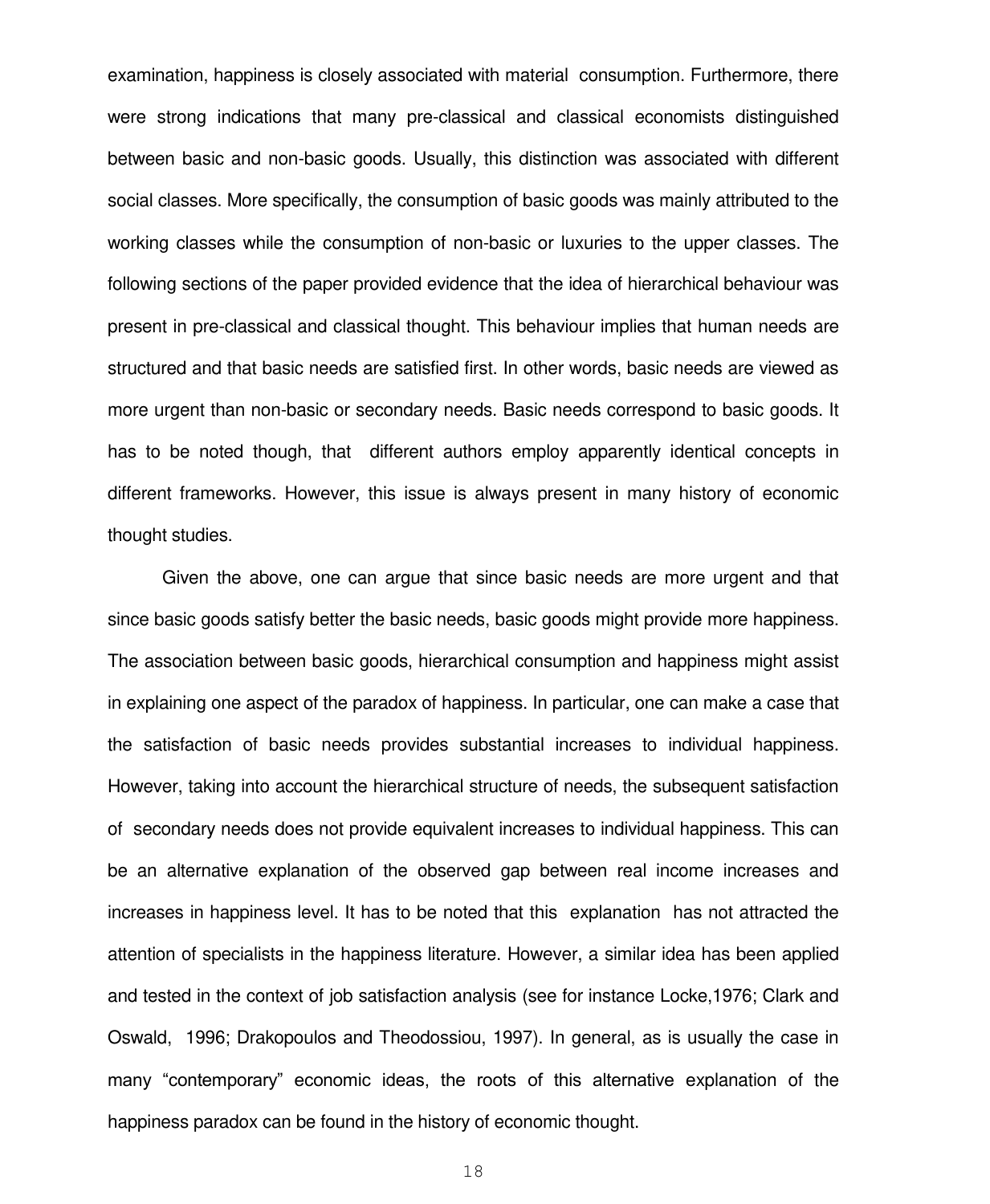examination, happiness is closely associated with material consumption. Furthermore, there were strong indications that many pre-classical and classical economists distinguished between basic and non-basic goods. Usually, this distinction was associated with different social classes. More specifically, the consumption of basic goods was mainly attributed to the working classes while the consumption of non-basic or luxuries to the upper classes. The following sections of the paper provided evidence that the idea of hierarchical behaviour was present in pre-classical and classical thought. This behaviour implies that human needs are structured and that basic needs are satisfied first. In other words, basic needs are viewed as more urgent than non-basic or secondary needs. Basic needs correspond to basic goods. It has to be noted though, that different authors employ apparently identical concepts in different frameworks. However, this issue is always present in many history of economic thought studies.

Given the above, one can argue that since basic needs are more urgent and that since basic goods satisfy better the basic needs, basic goods might provide more happiness. The association between basic goods, hierarchical consumption and happiness might assist in explaining one aspect of the paradox of happiness. In particular, one can make a case that the satisfaction of basic needs provides substantial increases to individual happiness. However, taking into account the hierarchical structure of needs, the subsequent satisfaction of secondary needs does not provide equivalent increases to individual happiness. This can be an alternative explanation of the observed gap between real income increases and increases in happiness level. It has to be noted that this explanation has not attracted the attention of specialists in the happiness literature. However, a similar idea has been applied and tested in the context of job satisfaction analysis (see for instance Locke,1976; Clark and Oswald, 1996; Drakopoulos and Theodossiou, 1997). In general, as is usually the case in many "contemporary" economic ideas, the roots of this alternative explanation of the happiness paradox can be found in the history of economic thought.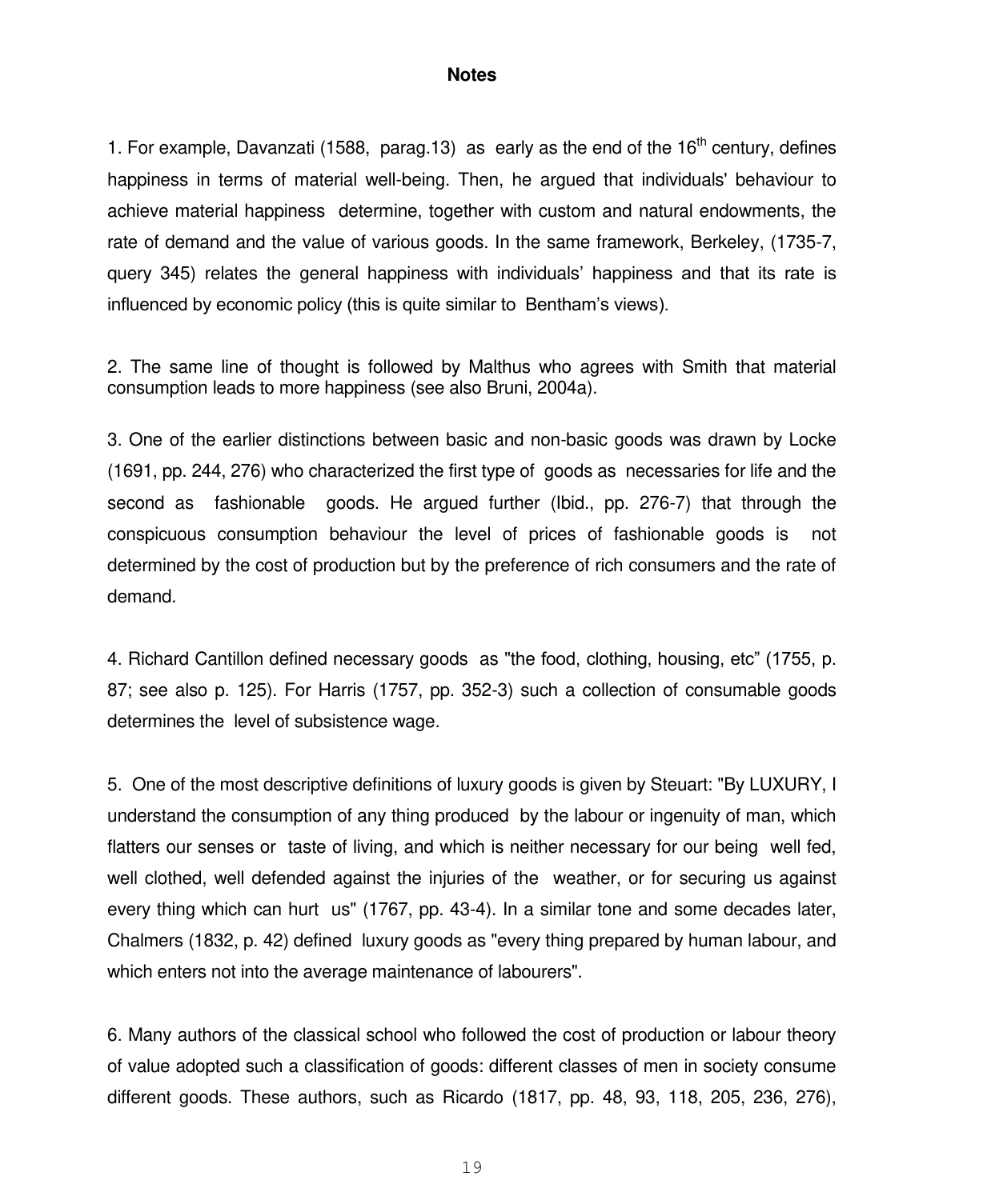## Notes

1. For example, Davanzati (1588, parag.13) as early as the end of the 16th century, defines happiness in terms of material well-being. Then, he argued that individuals' behaviour to achieve material happiness determine, together with custom and natural endowments, the rate of demand and the value of various goods. In the same framework, Berkeley, (1735-7, query 345) relates the general happiness with individuals' happiness and that its rate is influenced by economic policy (this is quite similar to Bentham's views).

2. The same line of thought is followed by Malthus who agrees with Smith that material consumption leads to more happiness (see also Bruni, 2004a).

3. One of the earlier distinctions between basic and non-basic goods was drawn by Locke (1691, pp. 244, 276) who characterized the first type of goods as necessaries for life and the second as fashionable goods. He argued further (Ibid., pp. 276-7) that through the conspicuous consumption behaviour the level of prices of fashionable goods is not determined by the cost of production but by the preference of rich consumers and the rate of demand.

4. Richard Cantillon defined necessary goods as "the food, clothing, housing, etc" (1755, p. 87; see also p. 125). For Harris (1757, pp. 352-3) such a collection of consumable goods determines the level of subsistence wage.

5. One of the most descriptive definitions of luxury goods is given by Steuart: "By LUXURY, I understand the consumption of any thing produced by the labour or ingenuity of man, which flatters our senses or taste of living, and which is neither necessary for our being well fed, well clothed, well defended against the injuries of the weather, or for securing us against every thing which can hurt us" (1767, pp. 43-4). In a similar tone and some decades later, Chalmers (1832, p. 42) defined luxury goods as "every thing prepared by human labour, and which enters not into the average maintenance of labourers".

6. Many authors of the classical school who followed the cost of production or labour theory of value adopted such a classification of goods: different classes of men in society consume different goods. These authors, such as Ricardo (1817, pp. 48, 93, 118, 205, 236, 276),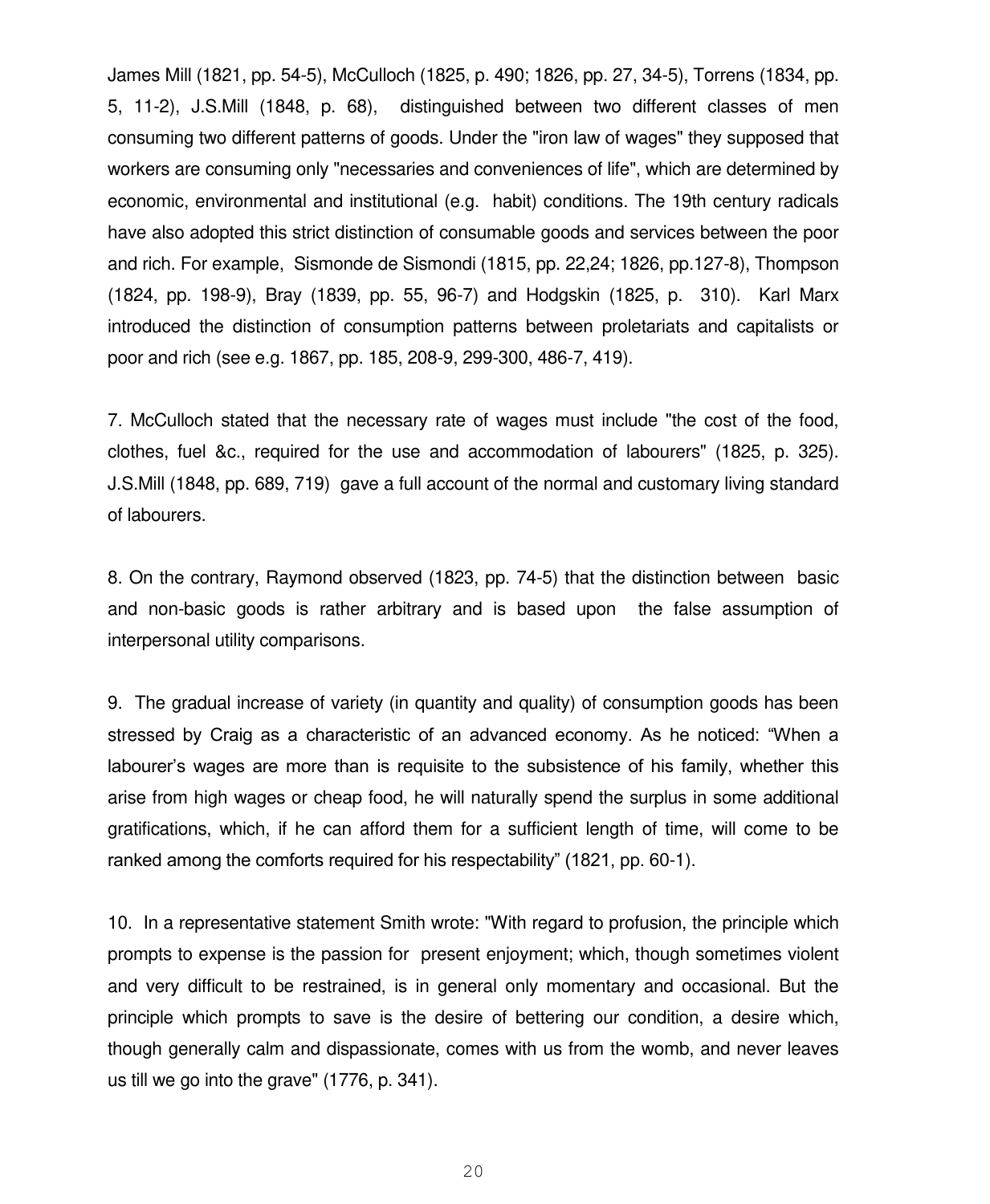James Mill (1821, pp. 54-5), McCulloch (1825, p. 490; 1826, pp. 27, 34-5), Torrens (1834, pp. 5, 11-2), J.S.Mill (1848, p. 68), distinguished between two different classes of men consuming two different patterns of goods. Under the "iron law of wages" they supposed that workers are consuming only "necessaries and conveniences of life", which are determined by economic, environmental and institutional (e.g. habit) conditions. The 19th century radicals have also adopted this strict distinction of consumable goods and services between the poor and rich. For example, Sismonde de Sismondi (1815, pp. 22,24; 1826, pp.127-8), Thompson (1824, pp. 198-9), Bray (1839, pp. 55, 96-7) and Hodgskin (1825, p. 310). Karl Marx introduced the distinction of consumption patterns between proletariats and capitalists or poor and rich (see e.g. 1867, pp. 185, 208-9, 299-300, 486-7, 419).

7. McCulloch stated that the necessary rate of wages must include "the cost of the food, clothes, fuel &c., required for the use and accommodation of labourers" (1825, p. 325). J.S.Mill (1848, pp. 689, 719) gave a full account of the normal and customary living standard of labourers.

8. On the contrary, Raymond observed (1823, pp. 74-5) that the distinction between basic and non-basic goods is rather arbitrary and is based upon the false assumption of interpersonal utility comparisons.

9. The gradual increase of variety (in quantity and quality) of consumption goods has been stressed by Craig as a characteristic of an advanced economy. As he noticed: “When a labourer’s wages are more than is requisite to the subsistence of his family, whether this arise from high wages or cheap food, he will naturally spend the surplus in some additional gratifications, which, if he can afford them for a sufficient length of time, will come to be ranked among the comforts required for his respectability” (1821, pp. 60-1).

10. In a representative statement Smith wrote: "With regard to profusion, the principle which prompts to expense is the passion for present enjoyment; which, though sometimes violent and very difficult to be restrained, is in general only momentary and occasional. But the principle which prompts to save is the desire of bettering our condition, a desire which, though generally calm and dispassionate, comes with us from the womb, and never leaves us till we go into the grave" (1776, p. 341).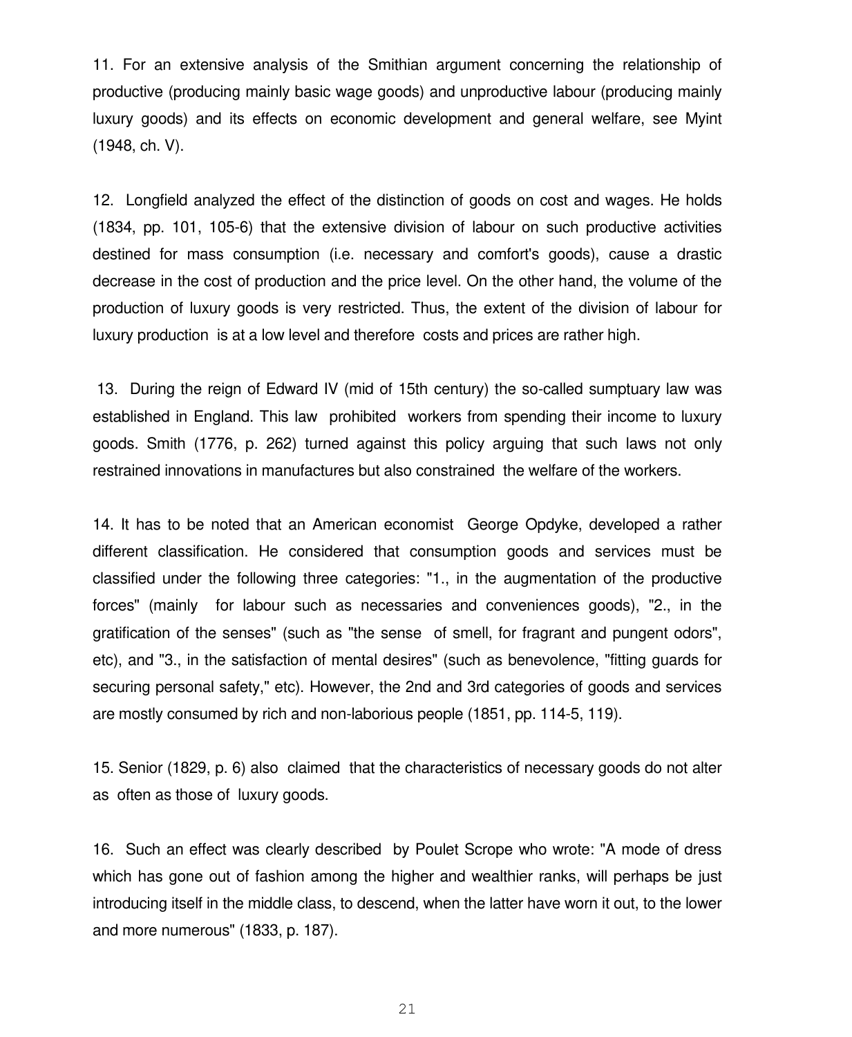11. For an extensive analysis of the Smithian argument concerning the relationship of productive (producing mainly basic wage goods) and unproductive labour (producing mainly luxury goods) and its effects on economic development and general welfare, see Myint (1948, ch. V).

12. Longfield analyzed the effect of the distinction of goods on cost and wages. He holds (1834, pp. 101, 105-6) that the extensive division of labour on such productive activities destined for mass consumption (i.e. necessary and comfort's goods), cause a drastic decrease in the cost of production and the price level. On the other hand, the volume of the production of luxury goods is very restricted. Thus, the extent of the division of labour for luxury production is at a low level and therefore costs and prices are rather high.

13. During the reign of Edward IV (mid of 15th century) the so-called sumptuary law was established in England. This law prohibited workers from spending their income to luxury goods. Smith (1776, p. 262) turned against this policy arguing that such laws not only restrained innovations in manufactures but also constrained the welfare of the workers.

14. It has to be noted that an American economist George Opdyke, developed a rather different classification. He considered that consumption goods and services must be classified under the following three categories: "1., in the augmentation of the productive forces" (mainly for labour such as necessaries and conveniences goods), "2., in the gratification of the senses" (such as "the sense of smell, for fragrant and pungent odors", etc), and "3., in the satisfaction of mental desires" (such as benevolence, "fitting guards for securing personal safety," etc). However, the 2nd and 3rd categories of goods and services are mostly consumed by rich and non-laborious people (1851, pp. 114-5, 119).

15. Senior (1829, p. 6) also claimed that the characteristics of necessary goods do not alter as often as those of luxury goods.

16. Such an effect was clearly described by Poulet Scrope who wrote: "A mode of dress which has gone out of fashion among the higher and wealthier ranks, will perhaps be just introducing itself in the middle class, to descend, when the latter have worn it out, to the lower and more numerous" (1833, p. 187).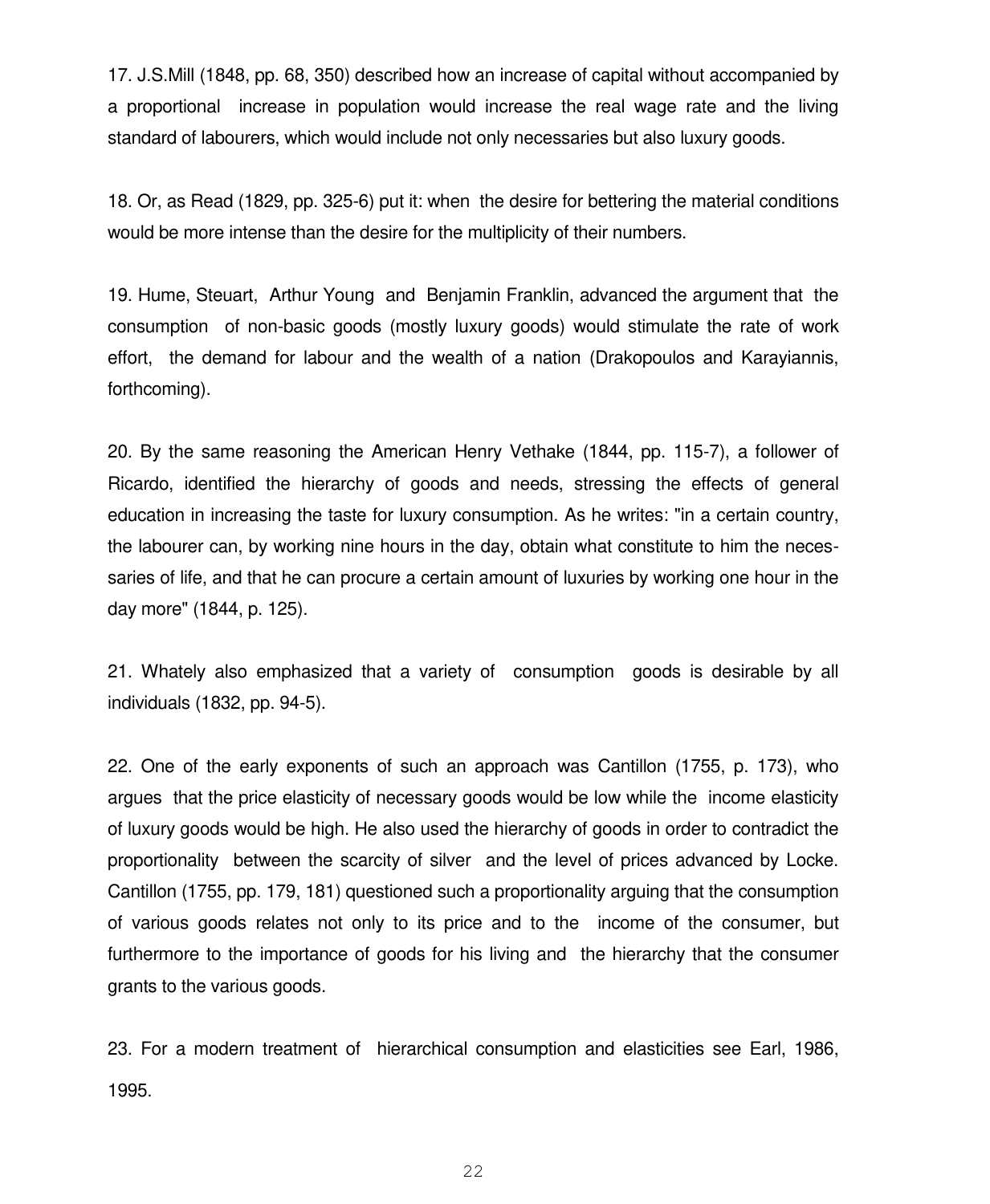17. J.S.Mill (1848, pp. 68, 350) described how an increase of capital without accompanied by a proportional increase in population would increase the real wage rate and the living standard of labourers, which would include not only necessaries but also luxury goods.

18. Or, as Read (1829, pp. 325-6) put it: when the desire for bettering the material conditions would be more intense than the desire for the multiplicity of their numbers.

19. Hume, Steuart, Arthur Young and Benjamin Franklin, advanced the argument that the consumption of non-basic goods (mostly luxury goods) would stimulate the rate of work effort, the demand for labour and the wealth of a nation (Drakopoulos and Karayiannis, forthcoming).

20. By the same reasoning the American Henry Vethake (1844, pp. 115-7), a follower of Ricardo, identified the hierarchy of goods and needs, stressing the effects of general education in increasing the taste for luxury consumption. As he writes: "in a certain country, the labourer can, by working nine hours in the day, obtain what constitute to him the necessaries of life, and that he can procure a certain amount of luxuries by working one hour in the day more" (1844, p. 125).

21. Whately also emphasized that a variety of consumption goods is desirable by all individuals (1832, pp. 94-5).

22. One of the early exponents of such an approach was Cantillon (1755, p. 173), who argues that the price elasticity of necessary goods would be low while the income elasticity of luxury goods would be high. He also used the hierarchy of goods in order to contradict the proportionality between the scarcity of silver and the level of prices advanced by Locke. Cantillon (1755, pp. 179, 181) questioned such a proportionality arguing that the consumption of various goods relates not only to its price and to the income of the consumer, but furthermore to the importance of goods for his living and the hierarchy that the consumer grants to the various goods.

23. For a modern treatment of hierarchical consumption and elasticities see Earl, 1986, 1995.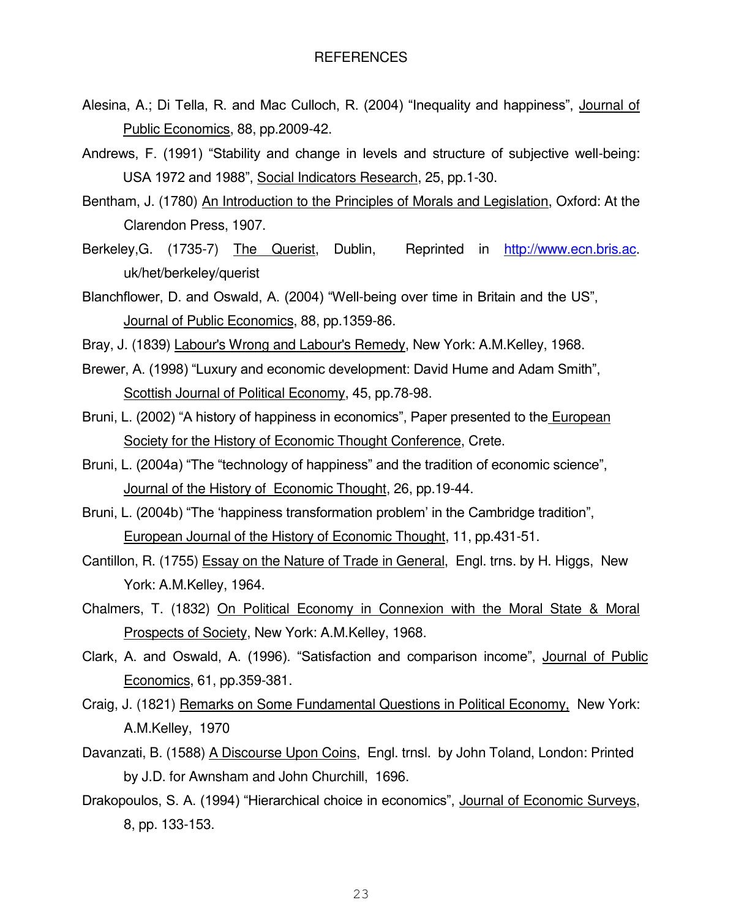# REFERENCES

Alesina, A.; Di Tella, R. and Mac Culloch, R. (2004) “Inequality and happiness”, Journal of Public Economics, 88, pp.2009-42.

Andrews, F. (1991) “Stability and change in levels and structure of subjective well-being: USA 1972 and 1988”, Social Indicators Research, 25, pp.1-30.

Bentham, J. (1780) An Introduction to the Principles of Morals and Legislation, Oxford: At the Clarendon Press, 1907.

Berkeley,G. (1735-7) The Querist, Dublin, Reprinted in http://www.ecn.bris.ac.uk/het/berkeley/querist

Blanchflower, D. and Oswald, A. (2004) “Well-being over time in Britain and the US”, Journal of Public Economics, 88, pp.1359-86.

Bray, J. (1839) Labour's Wrong and Labour's Remedy, New York: A.M.Kelley, 1968.

Brewer, A. (1998) “Luxury and economic development: David Hume and Adam Smith”, Scottish Journal of Political Economy, 45, pp.78-98.

Bruni, L. (2002) “A history of happiness in economics”, Paper presented to the European Society for the History of Economic Thought Conference, Crete.

Bruni, L. (2004a) “The “technology of happiness” and the tradition of economic science”, Journal of the History of Economic Thought, 26, pp.19-44.

Bruni, L. (2004b) “The ‘happiness transformation problem’ in the Cambridge tradition”, European Journal of the History of Economic Thought, 11, pp.431-51.

Cantillon, R. (1755) Essay on the Nature of Trade in General, Engl. trns. by H. Higgs, New York: A.M.Kelley, 1964.

Chalmers, T. (1832) On Political Economy in Connexion with the Moral State & Moral Prospects of Society, New York: A.M.Kelley, 1968.

Clark, A. and Oswald, A. (1996). “Satisfaction and comparison income”, Journal of Public Economics, 61, pp.359-381.

Craig, J. (1821) Remarks on Some Fundamental Questions in Political Economy, New York: A.M.Kelley, 1970

Davanzati, B. (1588) A Discourse Upon Coins, Engl. trnsl. by John Toland, London: Printed by J.D. for Awnsham and John Churchill, 1696.

Drakopoulos, S. A. (1994) “Hierarchical choice in economics”, Journal of Economic Surveys, 8, pp. 133-153.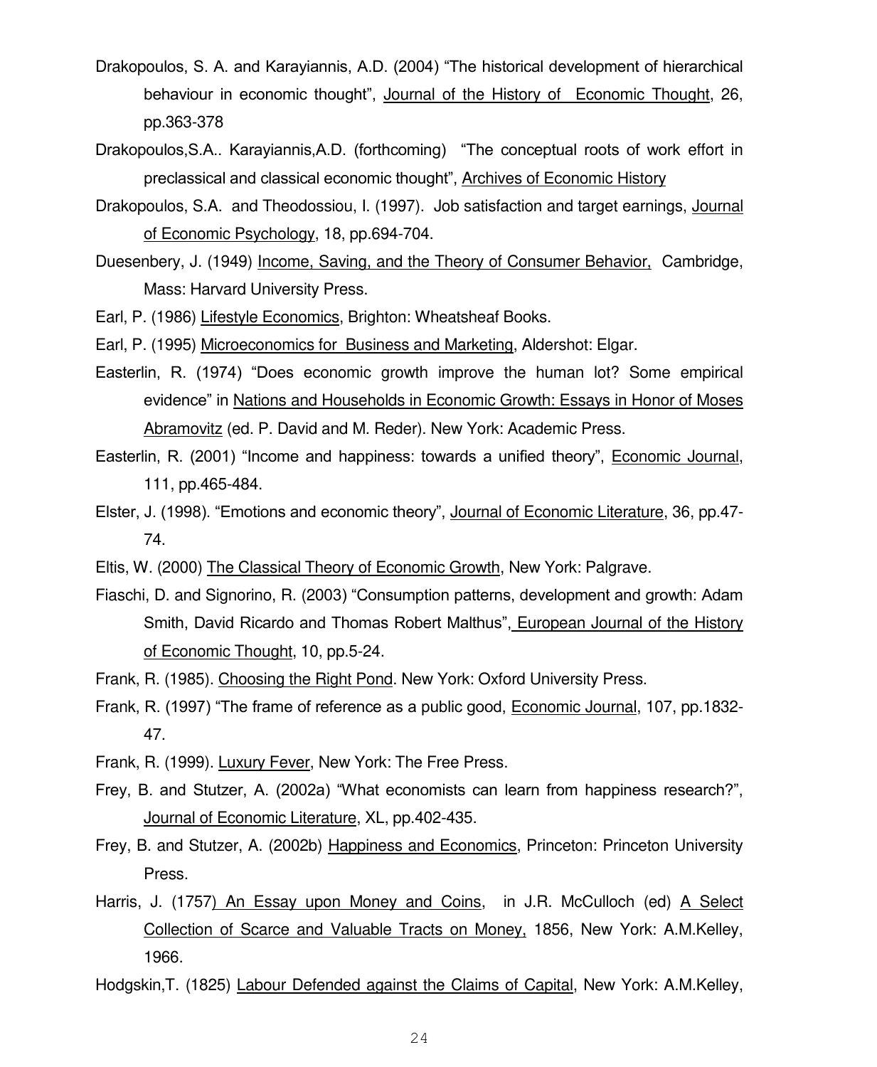Drakopoulos, S. A. and Karayiannis, A.D. (2004) "The historical development of hierarchical behaviour in economic thought", Journal of the History of Economic Thought, 26, pp.363-378

Drakopoulos,S.A.. Karayiannis,A.D. (forthcoming) "The conceptual roots of work effort in preclassical and classical economic thought", Archives of Economic History

Drakopoulos, S.A. and Theodossiou, I. (1997). Job satisfaction and target earnings, Journal of Economic Psychology, 18, pp.694-704.

Duesenbery, J. (1949) Income, Saving, and the Theory of Consumer Behavior, Cambridge, Mass: Harvard University Press.

Earl, P. (1986) Lifestyle Economics, Brighton: Wheatsheaf Books.

Earl, P. (1995) Microeconomics for Business and Marketing, Aldershot: Elgar.

Easterlin, R. (1974) "Does economic growth improve the human lot? Some empirical evidence" in Nations and Households in Economic Growth: Essays in Honor of Moses Abramovitz (ed. P. David and M. Reder). New York: Academic Press.

Easterlin, R. (2001) "Income and happiness: towards a unified theory", Economic Journal, 111, pp.465-484.

Elster, J. (1998). "Emotions and economic theory", Journal of Economic Literature, 36, pp.47-74.

Eltis, W. (2000) The Classical Theory of Economic Growth, New York: Palgrave.

Fiaschi, D. and Signorino, R. (2003) "Consumption patterns, development and growth: Adam Smith, David Ricardo and Thomas Robert Malthus", European Journal of the History of Economic Thought, 10, pp.5-24.

Frank, R. (1985). Choosing the Right Pond. New York: Oxford University Press.

Frank, R. (1997) "The frame of reference as a public good, Economic Journal, 107, pp.1832-47.

Frank, R. (1999). Luxury Fever, New York: The Free Press.

Frey, B. and Stutzer, A. (2002a) "What economists can learn from happiness research?", Journal of Economic Literature, XL, pp.402-435.

Frey, B. and Stutzer, A. (2002b) Happiness and Economics, Princeton: Princeton University Press.

Harris, J. (1757) An Essay upon Money and Coins, in J.R. McCulloch (ed) A Select Collection of Scarce and Valuable Tracts on Money, 1856, New York: A.M.Kelley, 1966.

Hodgskin,T. (1825) Labour Defended against the Claims of Capital, New York: A.M.Kelley,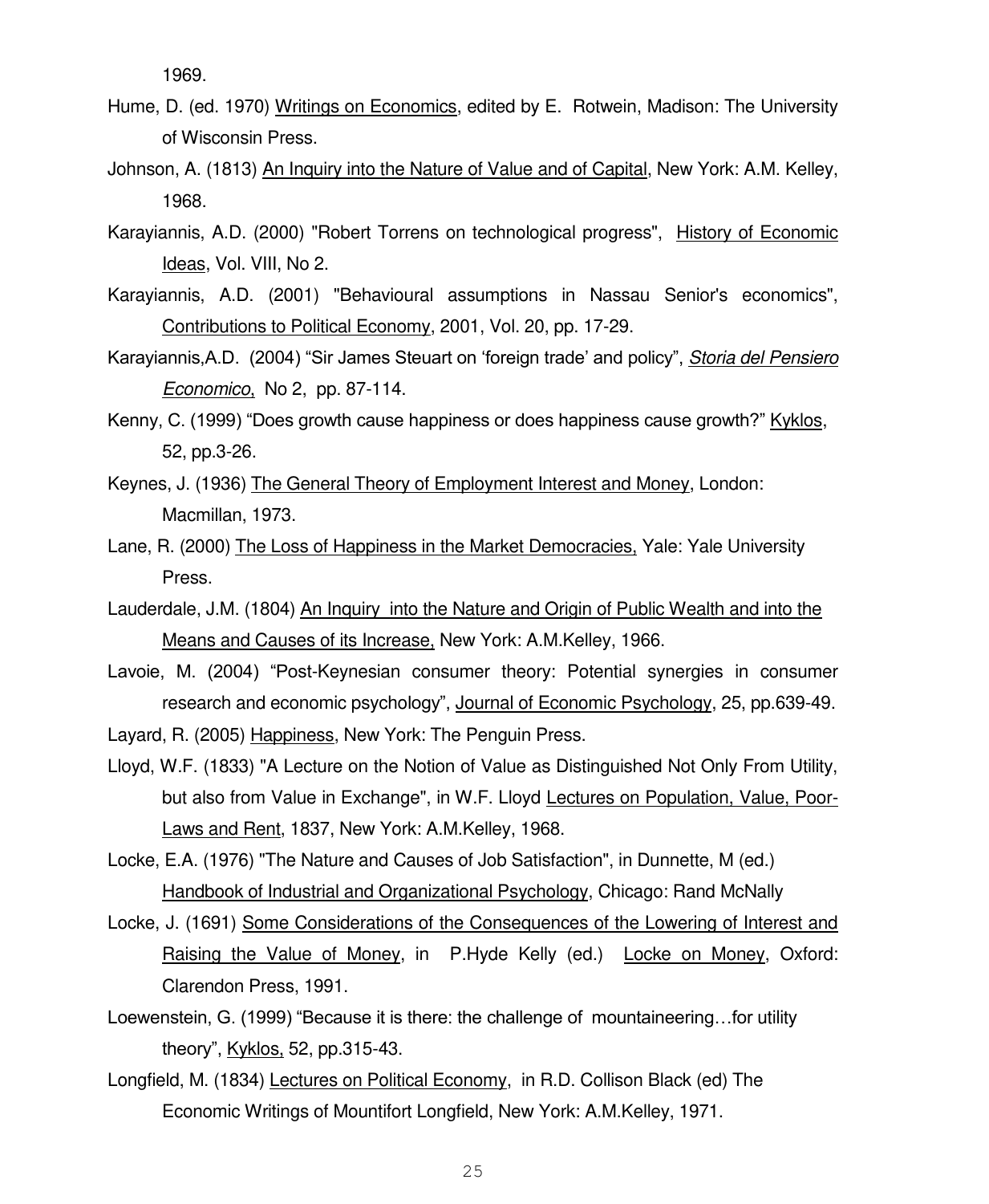1969.

Hume, D. (ed. 1970) Writings on Economics, edited by E. Rotwein, Madison: The University of Wisconsin Press.

Johnson, A. (1813) An Inquiry into the Nature of Value and of Capital, New York: A.M. Kelley, 1968.

Karayiannis, A.D. (2000) "Robert Torrens on technological progress", History of Economic Ideas, Vol. VIII, No 2.

Karayiannis, A.D. (2001) "Behavioural assumptions in Nassau Senior's economics", Contributions to Political Economy, 2001, Vol. 20, pp. 17-29.

Karayiannis,A.D. (2004) "Sir James Steuart on 'foreign trade' and policy", *Storia del Pensiero Economico*, No 2, pp. 87-114.

Kenny, C. (1999) "Does growth cause happiness or does happiness cause growth?" Kyklos, 52, pp.3-26.

Keynes, J. (1936) The General Theory of Employment Interest and Money, London: Macmillan, 1973.

Lane, R. (2000) The Loss of Happiness in the Market Democracies, Yale: Yale University Press.

Lauderdale, J.M. (1804) An Inquiry into the Nature and Origin of Public Wealth and into the Means and Causes of its Increase, New York: A.M.Kelley, 1966.

Lavoie, M. (2004) "Post-Keynesian consumer theory: Potential synergies in consumer research and economic psychology", Journal of Economic Psychology, 25, pp.639-49.

Layard, R. (2005) Happiness, New York: The Penguin Press.

Lloyd, W.F. (1833) "A Lecture on the Notion of Value as Distinguished Not Only From Utility, but also from Value in Exchange", in W.F. Lloyd Lectures on Population, Value, Poor-Laws and Rent, 1837, New York: A.M.Kelley, 1968.

Locke, E.A. (1976) "The Nature and Causes of Job Satisfaction", in Dunnette, M (ed.) Handbook of Industrial and Organizational Psychology, Chicago: Rand McNally

Locke, J. (1691) Some Considerations of the Consequences of the Lowering of Interest and Raising the Value of Money, in P.Hyde Kelly (ed.) Locke on Money, Oxford: Clarendon Press, 1991.

Loewenstein, G. (1999) "Because it is there: the challenge of mountaineering…for utility theory", Kyklos, 52, pp.315-43.

Longfield, M. (1834) Lectures on Political Economy, in R.D. Collison Black (ed) The Economic Writings of Mountifort Longfield, New York: A.M.Kelley, 1971.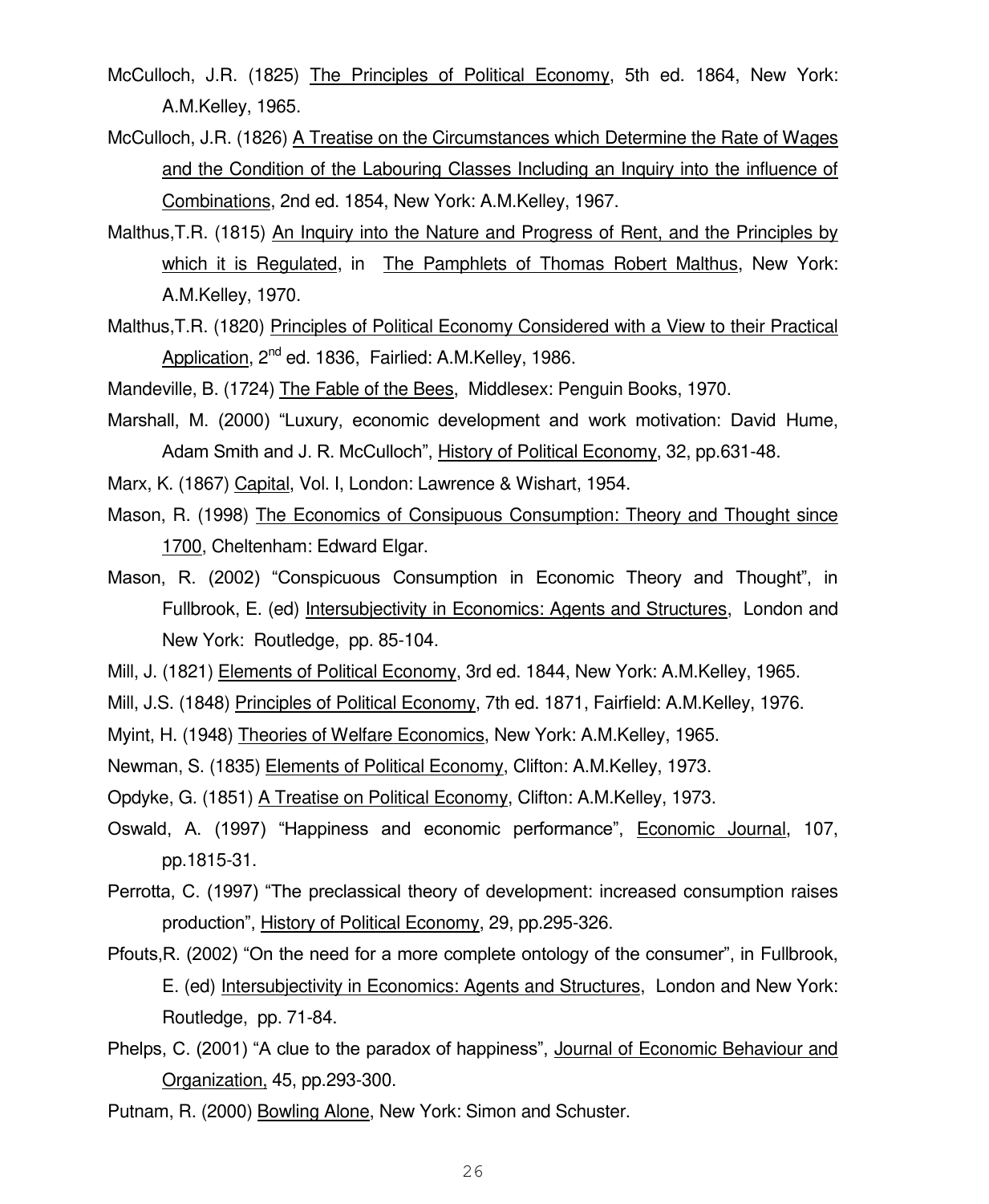McCulloch, J.R. (1825) The Principles of Political Economy, 5th ed. 1864, New York: A.M.Kelley, 1965.

McCulloch, J.R. (1826) A Treatise on the Circumstances which Determine the Rate of Wages and the Condition of the Labouring Classes Including an Inquiry into the influence of Combinations, 2nd ed. 1854, New York: A.M.Kelley, 1967.

Malthus,T.R. (1815) An Inquiry into the Nature and Progress of Rent, and the Principles by which it is Regulated, in The Pamphlets of Thomas Robert Malthus, New York: A.M.Kelley, 1970.

Malthus,T.R. (1820) Principles of Political Economy Considered with a View to their Practical Application, 2nd ed. 1836, Fairlied: A.M.Kelley, 1986.

Mandeville, B. (1724) The Fable of the Bees, Middlesex: Penguin Books, 1970.

Marshall, M. (2000) "Luxury, economic development and work motivation: David Hume, Adam Smith and J. R. McCulloch", History of Political Economy, 32, pp.631-48.

Marx, K. (1867) Capital, Vol. I, London: Lawrence & Wishart, 1954.

Mason, R. (1998) The Economics of Consipuous Consumption: Theory and Thought since 1700, Cheltenham: Edward Elgar.

Mason, R. (2002) "Conspicuous Consumption in Economic Theory and Thought", in Fullbrook, E. (ed) Intersubjectivity in Economics: Agents and Structures, London and New York: Routledge, pp. 85-104.

Mill, J. (1821) Elements of Political Economy, 3rd ed. 1844, New York: A.M.Kelley, 1965.

Mill, J.S. (1848) Principles of Political Economy, 7th ed. 1871, Fairfield: A.M.Kelley, 1976.

Myint, H. (1948) Theories of Welfare Economics, New York: A.M.Kelley, 1965.

Newman, S. (1835) Elements of Political Economy, Clifton: A.M.Kelley, 1973.

Opdyke, G. (1851) A Treatise on Political Economy, Clifton: A.M.Kelley, 1973.

Oswald, A. (1997) "Happiness and economic performance", Economic Journal, 107, pp.1815-31.

Perrotta, C. (1997) "The preclassical theory of development: increased consumption raises production", History of Political Economy, 29, pp.295-326.

Pfouts,R. (2002) "On the need for a more complete ontology of the consumer", in Fullbrook, E. (ed) Intersubjectivity in Economics: Agents and Structures, London and New York: Routledge, pp. 71-84.

Phelps, C. (2001) "A clue to the paradox of happiness", Journal of Economic Behaviour and Organization, 45, pp.293-300.

Putnam, R. (2000) Bowling Alone, New York: Simon and Schuster.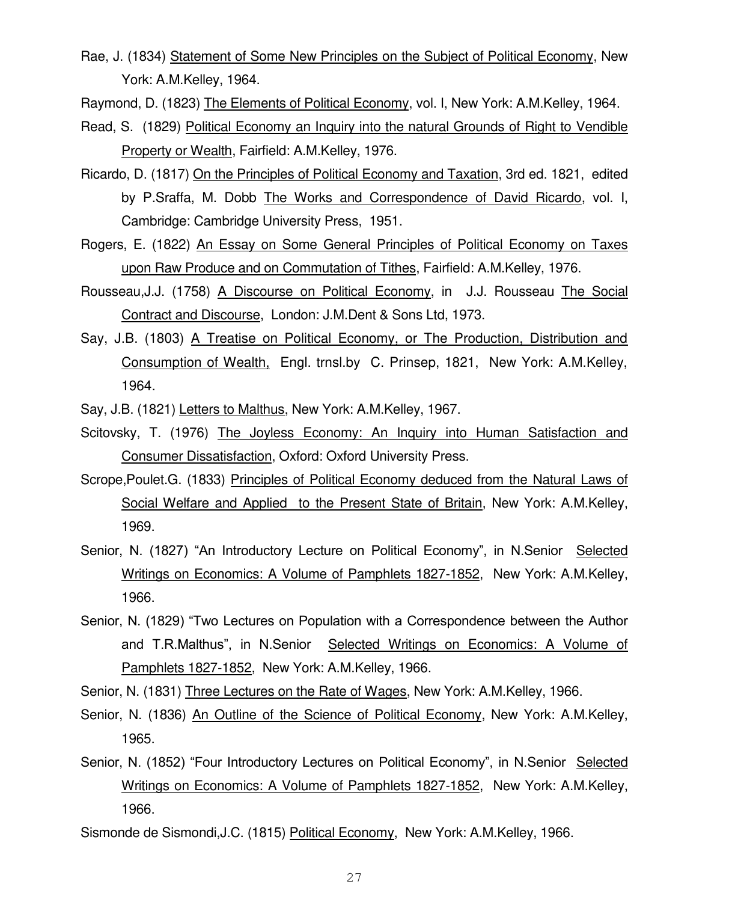Rae, J. (1834) Statement of Some New Principles on the Subject of Political Economy, New York: A.M.Kelley, 1964.

Raymond, D. (1823) The Elements of Political Economy, vol. I, New York: A.M.Kelley, 1964.

Read, S. (1829) Political Economy an Inquiry into the natural Grounds of Right to Vendible Property or Wealth, Fairfield: A.M.Kelley, 1976.

Ricardo, D. (1817) On the Principles of Political Economy and Taxation, 3rd ed. 1821, edited by P.Sraffa, M. Dobb The Works and Correspondence of David Ricardo, vol. I, Cambridge: Cambridge University Press, 1951.

Rogers, E. (1822) An Essay on Some General Principles of Political Economy on Taxes upon Raw Produce and on Commutation of Tithes, Fairfield: A.M.Kelley, 1976.

Rousseau,J.J. (1758) A Discourse on Political Economy, in J.J. Rousseau The Social Contract and Discourse, London: J.M.Dent & Sons Ltd, 1973.

Say, J.B. (1803) A Treatise on Political Economy, or The Production, Distribution and Consumption of Wealth, Engl. trnsl.by C. Prinsep, 1821, New York: A.M.Kelley, 1964.

Say, J.B. (1821) Letters to Malthus, New York: A.M.Kelley, 1967.

Scitovsky, T. (1976) The Joyless Economy: An Inquiry into Human Satisfaction and Consumer Dissatisfaction, Oxford: Oxford University Press.

Scrope,Poulet.G. (1833) Principles of Political Economy deduced from the Natural Laws of Social Welfare and Applied to the Present State of Britain, New York: A.M.Kelley, 1969.

Senior, N. (1827) "An Introductory Lecture on Political Economy", in N.Senior Selected Writings on Economics: A Volume of Pamphlets 1827-1852, New York: A.M.Kelley, 1966.

Senior, N. (1829) "Two Lectures on Population with a Correspondence between the Author and T.R.Malthus", in N.Senior Selected Writings on Economics: A Volume of Pamphlets 1827-1852, New York: A.M.Kelley, 1966.

Senior, N. (1831) Three Lectures on the Rate of Wages, New York: A.M.Kelley, 1966.

Senior, N. (1836) An Outline of the Science of Political Economy, New York: A.M.Kelley, 1965.

Senior, N. (1852) "Four Introductory Lectures on Political Economy", in N.Senior Selected Writings on Economics: A Volume of Pamphlets 1827-1852, New York: A.M.Kelley, 1966.

Sismonde de Sismondi,J.C. (1815) Political Economy, New York: A.M.Kelley, 1966.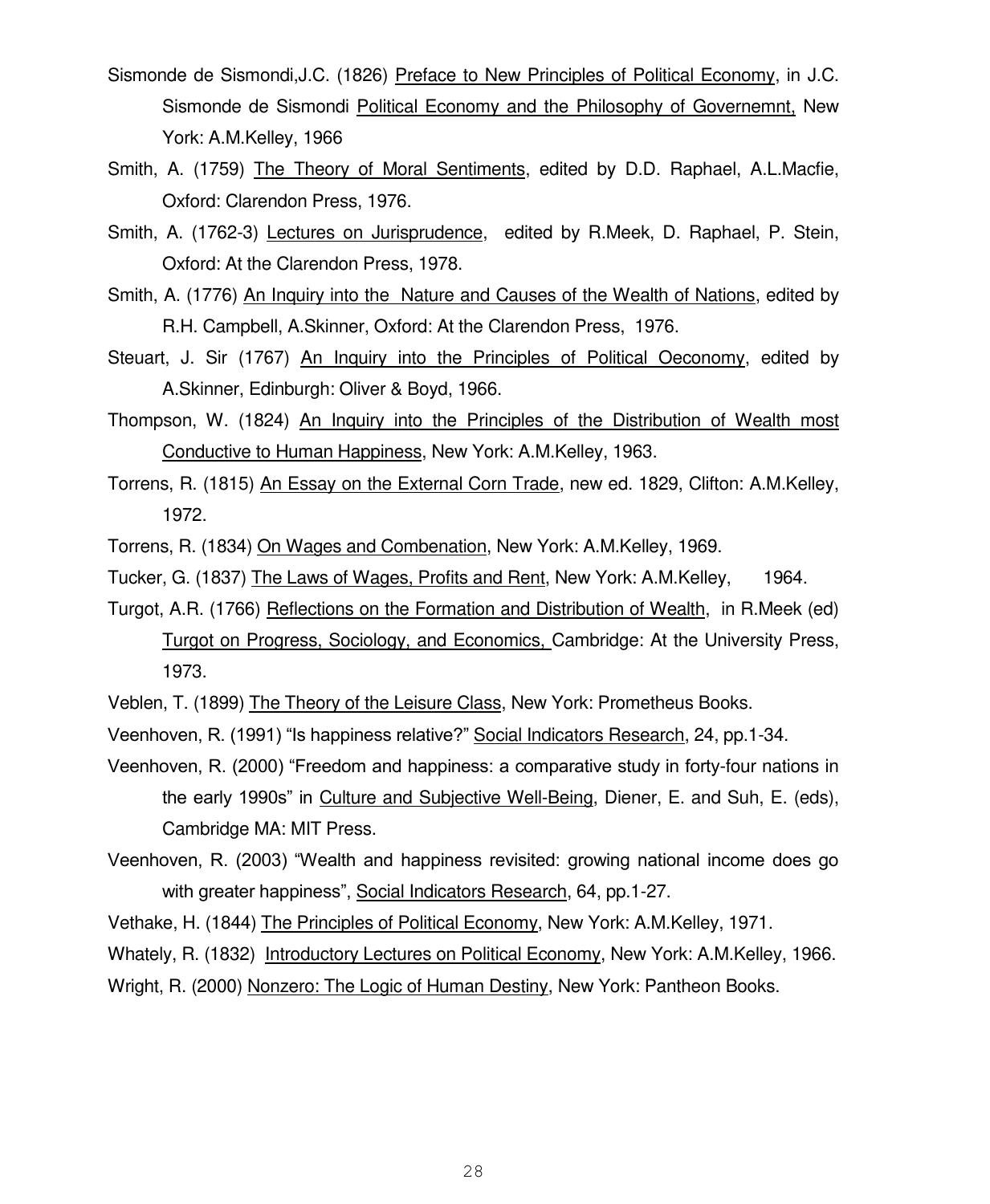Sismonde de Sismondi,J.C. (1826) Preface to New Principles of Political Economy, in J.C. Sismonde de Sismondi Political Economy and the Philosophy of Governemnt, New York: A.M.Kelley, 1966

Smith, A. (1759) The Theory of Moral Sentiments, edited by D.D. Raphael, A.L.Macfie, Oxford: Clarendon Press, 1976.

Smith, A. (1762-3) Lectures on Jurisprudence, edited by R.Meek, D. Raphael, P. Stein, Oxford: At the Clarendon Press, 1978.

Smith, A. (1776) An Inquiry into the Nature and Causes of the Wealth of Nations, edited by R.H. Campbell, A.Skinner, Oxford: At the Clarendon Press, 1976.

Steuart, J. Sir (1767) An Inquiry into the Principles of Political Oeconomy, edited by A.Skinner, Edinburgh: Oliver & Boyd, 1966.

Thompson, W. (1824) An Inquiry into the Principles of the Distribution of Wealth most Conductive to Human Happiness, New York: A.M.Kelley, 1963.

Torrens, R. (1815) An Essay on the External Corn Trade, new ed. 1829, Clifton: A.M.Kelley, 1972.

Torrens, R. (1834) On Wages and Combenation, New York: A.M.Kelley, 1969.

Tucker, G. (1837) The Laws of Wages, Profits and Rent, New York: A.M.Kelley, 1964.

Turgot, A.R. (1766) Reflections on the Formation and Distribution of Wealth, in R.Meek (ed) Turgot on Progress, Sociology, and Economics, Cambridge: At the University Press, 1973.

Veblen, T. (1899) The Theory of the Leisure Class, New York: Prometheus Books.

Veenhoven, R. (1991) "Is happiness relative?" Social Indicators Research, 24, pp.1-34.

Veenhoven, R. (2000) "Freedom and happiness: a comparative study in forty-four nations in the early 1990s" in Culture and Subjective Well-Being, Diener, E. and Suh, E. (eds), Cambridge MA: MIT Press.

Veenhoven, R. (2003) "Wealth and happiness revisited: growing national income does go with greater happiness", Social Indicators Research, 64, pp.1-27.

Vethake, H. (1844) The Principles of Political Economy, New York: A.M.Kelley, 1971.

Whately, R. (1832) Introductory Lectures on Political Economy, New York: A.M.Kelley, 1966.

Wright, R. (2000) Nonzero: The Logic of Human Destiny, New York: Pantheon Books.